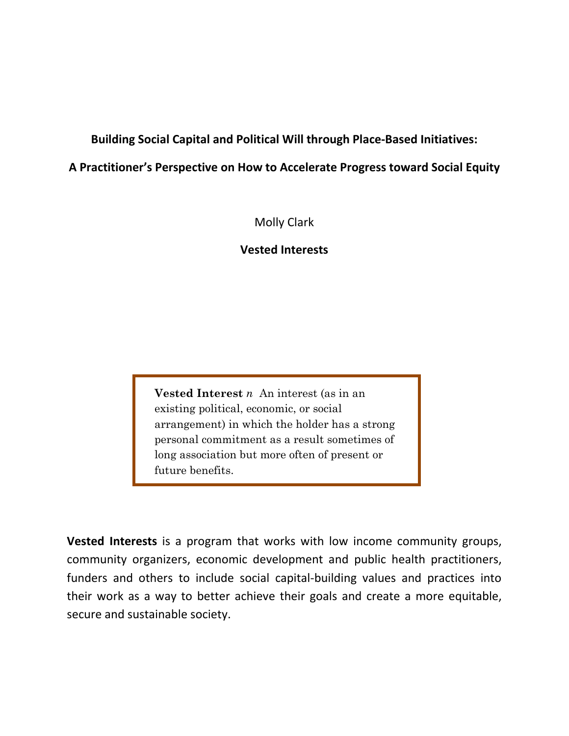# Building Social Capital and Political Will through Place-Based Initiatives:

## A Practitioner's Perspective on How to Accelerate Progress toward Social Equity

Molly Clark

**Vested Interests**

> **Vested Interest** *n* An interest (as in an existing political, economic, or social arrangement) in which the holder has a strong personal commitment as a result sometimes of long association but more often of present or future benefits.

**Vested Interests** is a program that works with low income community groups, community organizers, economic development and public health practitioners, funders and others to include social capital-building values and practices into their work as a way to better achieve their goals and create a more equitable, secure and sustainable society.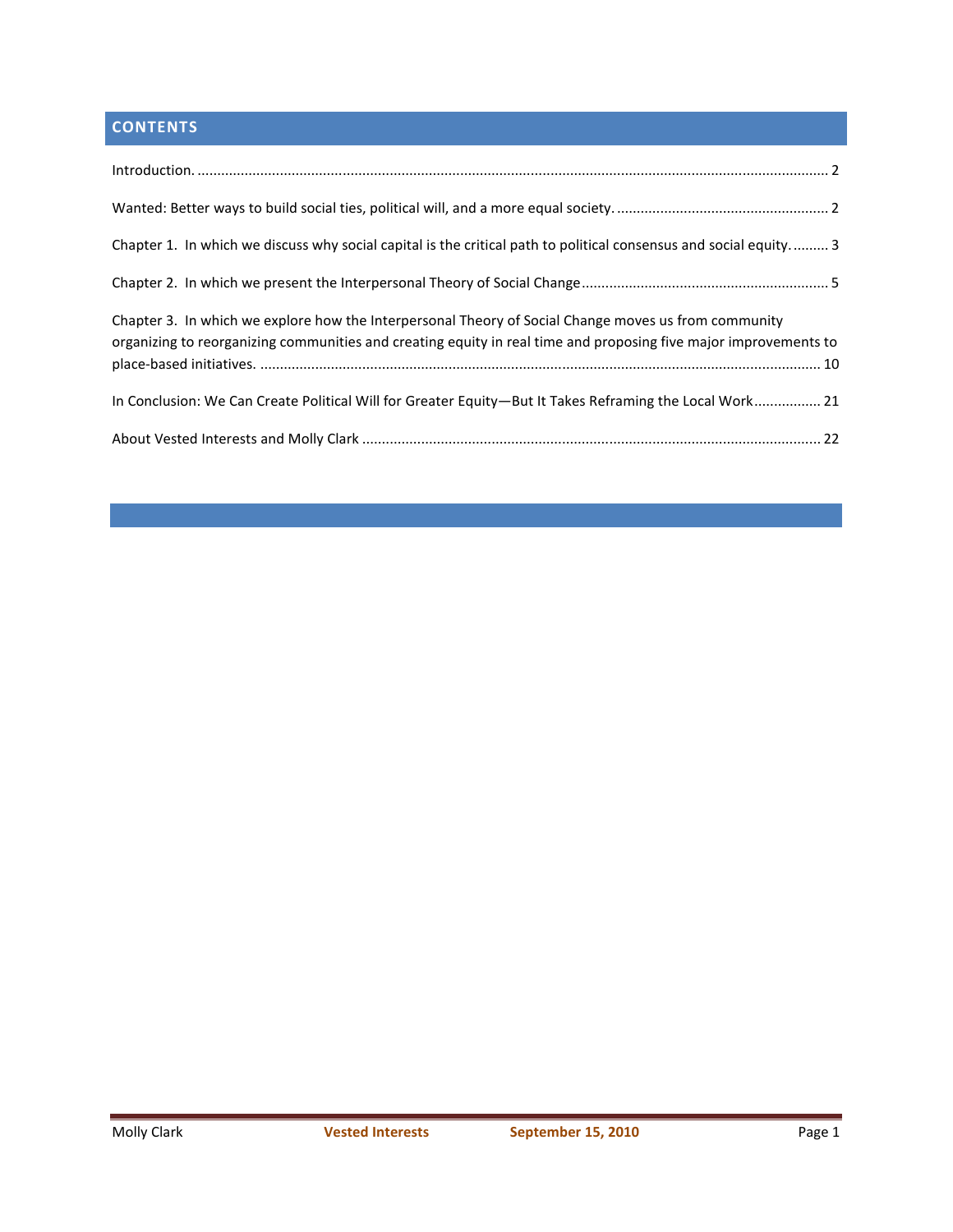## CONTENTS

Introduction. ........................................................................................................................................................ 2

Wanted: Better ways to build social ties, political will, and a more equal society. ...................................................... 2

Chapter 1. In which we discuss why social capital is the critical path to political consensus and social equity. .......... 3

Chapter 2. In which we present the Interpersonal Theory of Social Change ............................................................... 5

Chapter 3. In which we explore how the Interpersonal Theory of Social Change moves us from community organizing to reorganizing communities and creating equity in real time and proposing five major improvements to place-based initiatives. ........................................................................................................................................... 10

In Conclusion: We Can Create Political Will for Greater Equity—But It Takes Reframing the Local Work ................. 21

About Vested Interests and Molly Clark .................................................................................................................... 22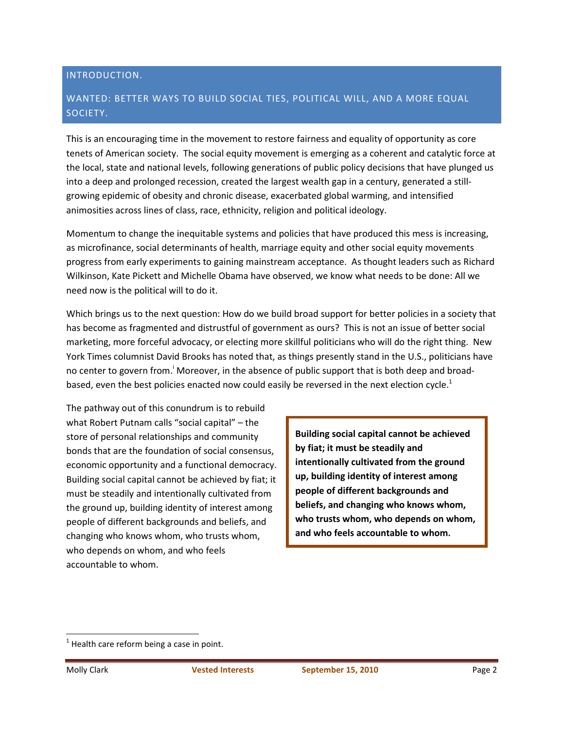## INTRODUCTION.

## WANTED: BETTER WAYS TO BUILD SOCIAL TIES, POLITICAL WILL, AND A MORE EQUAL SOCIETY.

This is an encouraging time in the movement to restore fairness and equality of opportunity as core tenets of American society. The social equity movement is emerging as a coherent and catalytic force at the local, state and national levels, following generations of public policy decisions that have plunged us into a deep and prolonged recession, created the largest wealth gap in a century, generated a still-growing epidemic of obesity and chronic disease, exacerbated global warming, and intensified animosities across lines of class, race, ethnicity, religion and political ideology.

Momentum to change the inequitable systems and policies that have produced this mess is increasing, as microfinance, social determinants of health, marriage equity and other social equity movements progress from early experiments to gaining mainstream acceptance. As thought leaders such as Richard Wilkinson, Kate Pickett and Michelle Obama have observed, we know what needs to be done: All we need now is the political will to do it.

Which brings us to the next question: How do we build broad support for better policies in a society that has become as fragmented and distrustful of government as ours? This is not an issue of better social marketing, more forceful advocacy, or electing more skillful politicians who will do the right thing. New York Times columnist David Brooks has noted that, as things presently stand in the U.S., politicians have no center to govern from.[i] Moreover, in the absence of public support that is both deep and broad-based, even the best policies enacted now could easily be reversed in the next election cycle.[1]

The pathway out of this conundrum is to rebuild what Robert Putnam calls "social capital" – the store of personal relationships and community bonds that are the foundation of social consensus, economic opportunity and a functional democracy. Building social capital cannot be achieved by fiat; it must be steadily and intentionally cultivated from the ground up, building identity of interest among people of different backgrounds and beliefs, and changing who knows whom, who trusts whom, who depends on whom, and who feels accountable to whom.

> **Building social capital cannot be achieved by fiat; it must be steadily and intentionally cultivated from the ground up, building identity of interest among people of different backgrounds and beliefs, and changing who knows whom, who trusts whom, who depends on whom, and who feels accountable to whom.**

---

[1] Health care reform being a case in point.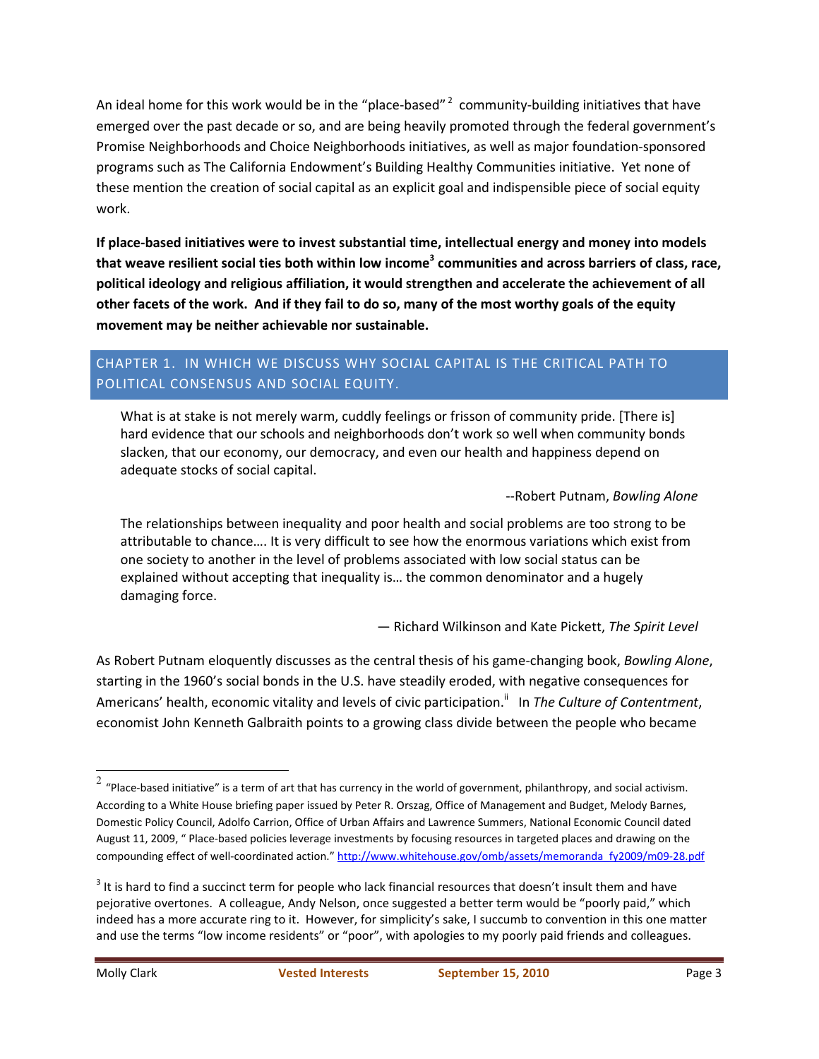An ideal home for this work would be in the "place-based"[2] community-building initiatives that have emerged over the past decade or so, and are being heavily promoted through the federal government's Promise Neighborhoods and Choice Neighborhoods initiatives, as well as major foundation-sponsored programs such as The California Endowment's Building Healthy Communities initiative. Yet none of these mention the creation of social capital as an explicit goal and indispensible piece of social equity work.

**If place-based initiatives were to invest substantial time, intellectual energy and money into models that weave resilient social ties both within low income[3] communities and across barriers of class, race, political ideology and religious affiliation, it would strengthen and accelerate the achievement of all other facets of the work. And if they fail to do so, many of the most worthy goals of the equity movement may be neither achievable nor sustainable.**

## CHAPTER 1. IN WHICH WE DISCUSS WHY SOCIAL CAPITAL IS THE CRITICAL PATH TO POLITICAL CONSENSUS AND SOCIAL EQUITY.

> What is at stake is not merely warm, cuddly feelings or frisson of community pride. [There is] hard evidence that our schools and neighborhoods don't work so well when community bonds slacken, that our economy, our democracy, and even our health and happiness depend on adequate stocks of social capital.
>
> --Robert Putnam, *Bowling Alone*

> The relationships between inequality and poor health and social problems are too strong to be attributable to chance…. It is very difficult to see how the enormous variations which exist from one society to another in the level of problems associated with low social status can be explained without accepting that inequality is… the common denominator and a hugely damaging force.
>
> — Richard Wilkinson and Kate Pickett, *The Spirit Level*

As Robert Putnam eloquently discusses as the central thesis of his game-changing book, *Bowling Alone*, starting in the 1960's social bonds in the U.S. have steadily eroded, with negative consequences for Americans' health, economic vitality and levels of civic participation.[ii] In *The Culture of Contentment*, economist John Kenneth Galbraith points to a growing class divide between the people who became

---

[2] "Place-based initiative" is a term of art that has currency in the world of government, philanthropy, and social activism. According to a White House briefing paper issued by Peter R. Orszag, Office of Management and Budget, Melody Barnes, Domestic Policy Council, Adolfo Carrion, Office of Urban Affairs and Lawrence Summers, National Economic Council dated August 11, 2009, " Place-based policies leverage investments by focusing resources in targeted places and drawing on the compounding effect of well-coordinated action." http://www.whitehouse.gov/omb/assets/memoranda_fy2009/m09-28.pdf

[3] It is hard to find a succinct term for people who lack financial resources that doesn't insult them and have pejorative overtones. A colleague, Andy Nelson, once suggested a better term would be "poorly paid," which indeed has a more accurate ring to it. However, for simplicity's sake, I succumb to convention in this one matter and use the terms "low income residents" or "poor", with apologies to my poorly paid friends and colleagues.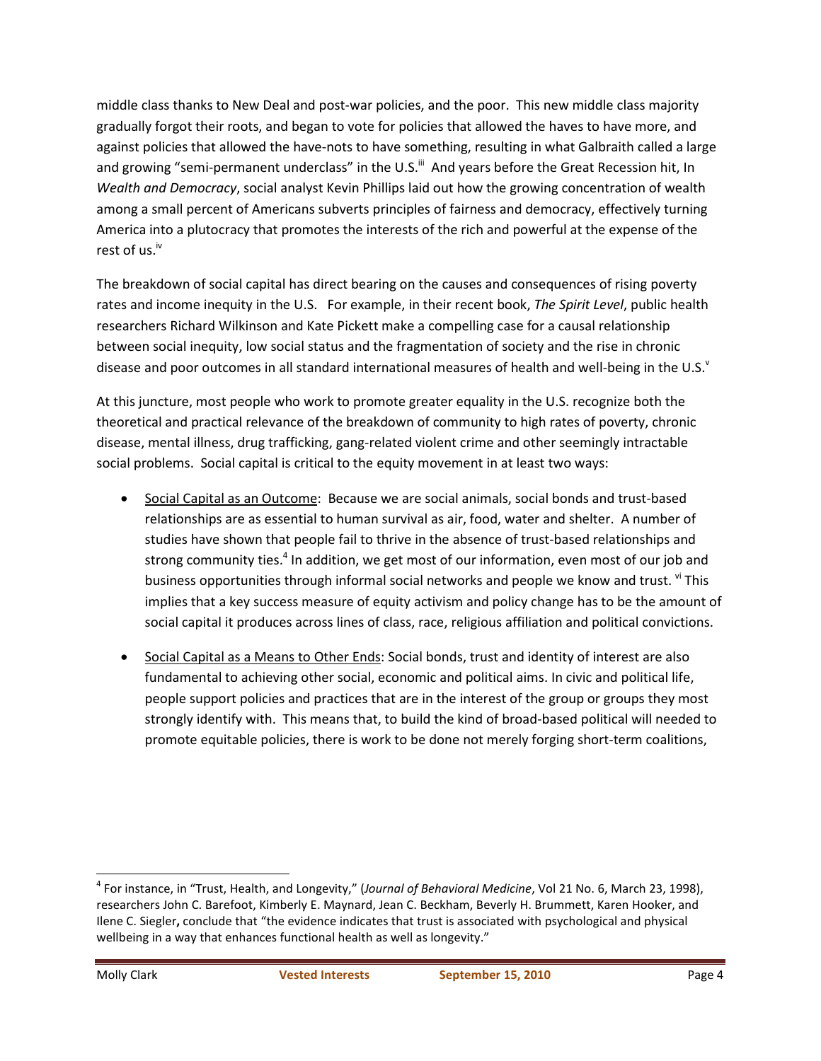middle class thanks to New Deal and post-war policies, and the poor. This new middle class majority gradually forgot their roots, and began to vote for policies that allowed the haves to have more, and against policies that allowed the have-nots to have something, resulting in what Galbraith called a large and growing "semi-permanent underclass" in the U.S.[iii] And years before the Great Recession hit, In *Wealth and Democracy*, social analyst Kevin Phillips laid out how the growing concentration of wealth among a small percent of Americans subverts principles of fairness and democracy, effectively turning America into a plutocracy that promotes the interests of the rich and powerful at the expense of the rest of us.[iv]

The breakdown of social capital has direct bearing on the causes and consequences of rising poverty rates and income inequity in the U.S. For example, in their recent book, *The Spirit Level*, public health researchers Richard Wilkinson and Kate Pickett make a compelling case for a causal relationship between social inequity, low social status and the fragmentation of society and the rise in chronic disease and poor outcomes in all standard international measures of health and well-being in the U.S.[v]

At this juncture, most people who work to promote greater equality in the U.S. recognize both the theoretical and practical relevance of the breakdown of community to high rates of poverty, chronic disease, mental illness, drug trafficking, gang-related violent crime and other seemingly intractable social problems. Social capital is critical to the equity movement in at least two ways:

- <u>Social Capital as an Outcome</u>: Because we are social animals, social bonds and trust-based relationships are as essential to human survival as air, food, water and shelter. A number of studies have shown that people fail to thrive in the absence of trust-based relationships and strong community ties.[4] In addition, we get most of our information, even most of our job and business opportunities through informal social networks and people we know and trust. [vi] This implies that a key success measure of equity activism and policy change has to be the amount of social capital it produces across lines of class, race, religious affiliation and political convictions.

- <u>Social Capital as a Means to Other Ends</u>: Social bonds, trust and identity of interest are also fundamental to achieving other social, economic and political aims. In civic and political life, people support policies and practices that are in the interest of the group or groups they most strongly identify with. This means that, to build the kind of broad-based political will needed to promote equitable policies, there is work to be done not merely forging short-term coalitions,

---

[4] For instance, in "Trust, Health, and Longevity," (*Journal of Behavioral Medicine*, Vol 21 No. 6, March 23, 1998), researchers John C. Barefoot, Kimberly E. Maynard, Jean C. Beckham, Beverly H. Brummett, Karen Hooker, and Ilene C. Siegler**,** conclude that "the evidence indicates that trust is associated with psychological and physical wellbeing in a way that enhances functional health as well as longevity."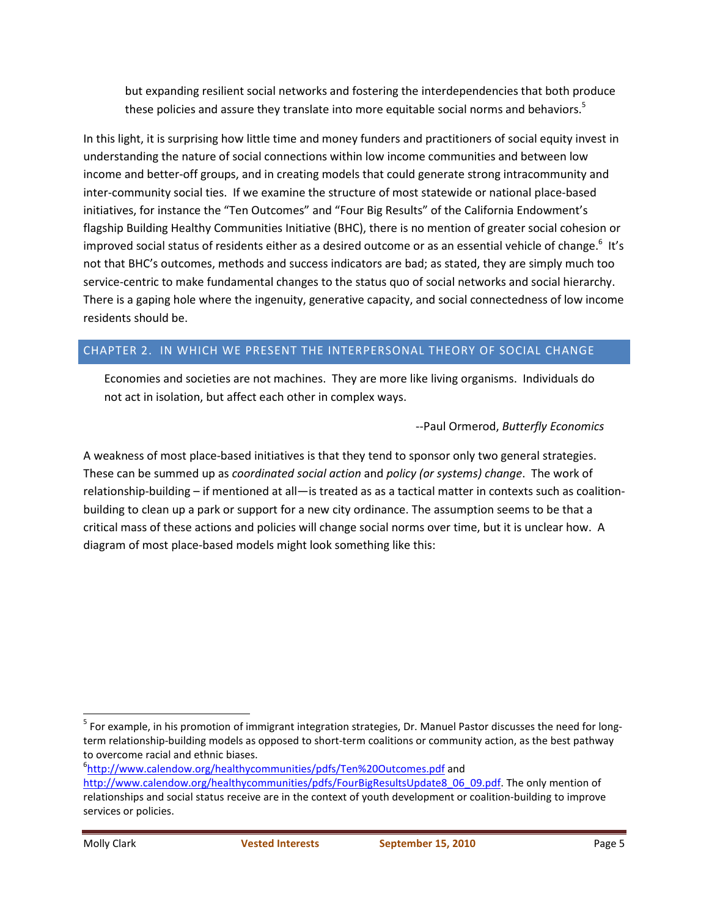but expanding resilient social networks and fostering the interdependencies that both produce these policies and assure they translate into more equitable social norms and behaviors.[5]

In this light, it is surprising how little time and money funders and practitioners of social equity invest in understanding the nature of social connections within low income communities and between low income and better-off groups, and in creating models that could generate strong intracommunity and inter-community social ties. If we examine the structure of most statewide or national place-based initiatives, for instance the "Ten Outcomes" and "Four Big Results" of the California Endowment's flagship Building Healthy Communities Initiative (BHC), there is no mention of greater social cohesion or improved social status of residents either as a desired outcome or as an essential vehicle of change.[6] It's not that BHC's outcomes, methods and success indicators are bad; as stated, they are simply much too service-centric to make fundamental changes to the status quo of social networks and social hierarchy. There is a gaping hole where the ingenuity, generative capacity, and social connectedness of low income residents should be.

## CHAPTER 2. IN WHICH WE PRESENT THE INTERPERSONAL THEORY OF SOCIAL CHANGE

> Economies and societies are not machines. They are more like living organisms. Individuals do not act in isolation, but affect each other in complex ways.
>
> --Paul Ormerod, *Butterfly Economics*

A weakness of most place-based initiatives is that they tend to sponsor only two general strategies. These can be summed up as *coordinated social action* and *policy (or systems) change*. The work of relationship-building – if mentioned at all—is treated as as a tactical matter in contexts such as coalition-building to clean up a park or support for a new city ordinance. The assumption seems to be that a critical mass of these actions and policies will change social norms over time, but it is unclear how. A diagram of most place-based models might look something like this:

---

[5] For example, in his promotion of immigrant integration strategies, Dr. Manuel Pastor discusses the need for long-term relationship-building models as opposed to short-term coalitions or community action, as the best pathway to overcome racial and ethnic biases.

[6] http://www.calendow.org/healthycommunities/pdfs/Ten%20Outcomes.pdf and http://www.calendow.org/healthycommunities/pdfs/FourBigResultsUpdate8_06_09.pdf. The only mention of relationships and social status receive are in the context of youth development or coalition-building to improve services or policies.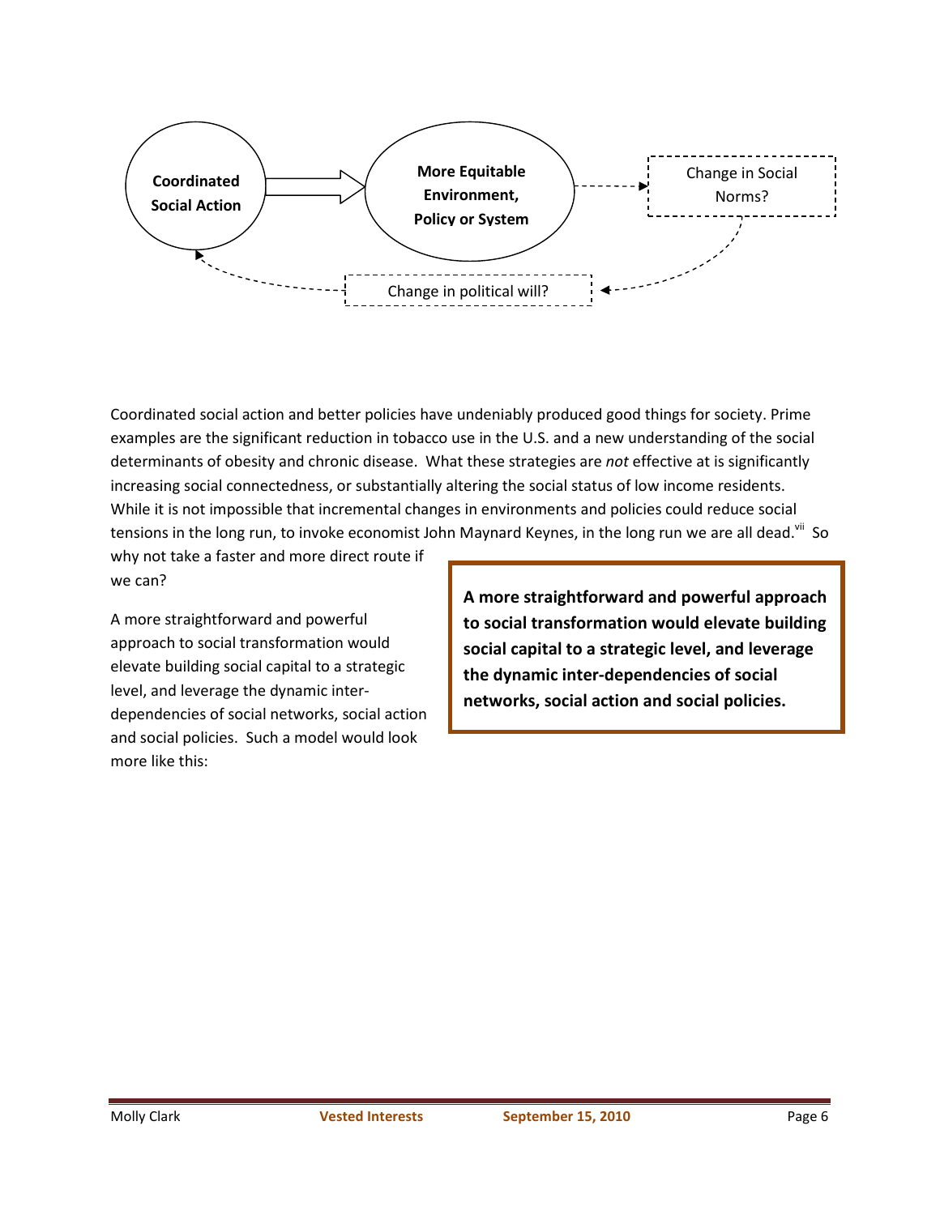Coordinated Social Action → More Equitable Environment, Policy or System → Change in Social Norms? → Change in political will? → Coordinated Social Action

Coordinated social action and better policies have undeniably produced good things for society. Prime examples are the significant reduction in tobacco use in the U.S. and a new understanding of the social determinants of obesity and chronic disease. What these strategies are *not* effective at is significantly increasing social connectedness, or substantially altering the social status of low income residents. While it is not impossible that incremental changes in environments and policies could reduce social tensions in the long run, to invoke economist John Maynard Keynes, in the long run we are all dead.[vii] So why not take a faster and more direct route if we can?

A more straightforward and powerful approach to social transformation would elevate building social capital to a strategic level, and leverage the dynamic inter-dependencies of social networks, social action and social policies. Such a model would look more like this:

> **A more straightforward and powerful approach to social transformation would elevate building social capital to a strategic level, and leverage the dynamic inter-dependencies of social networks, social action and social policies.**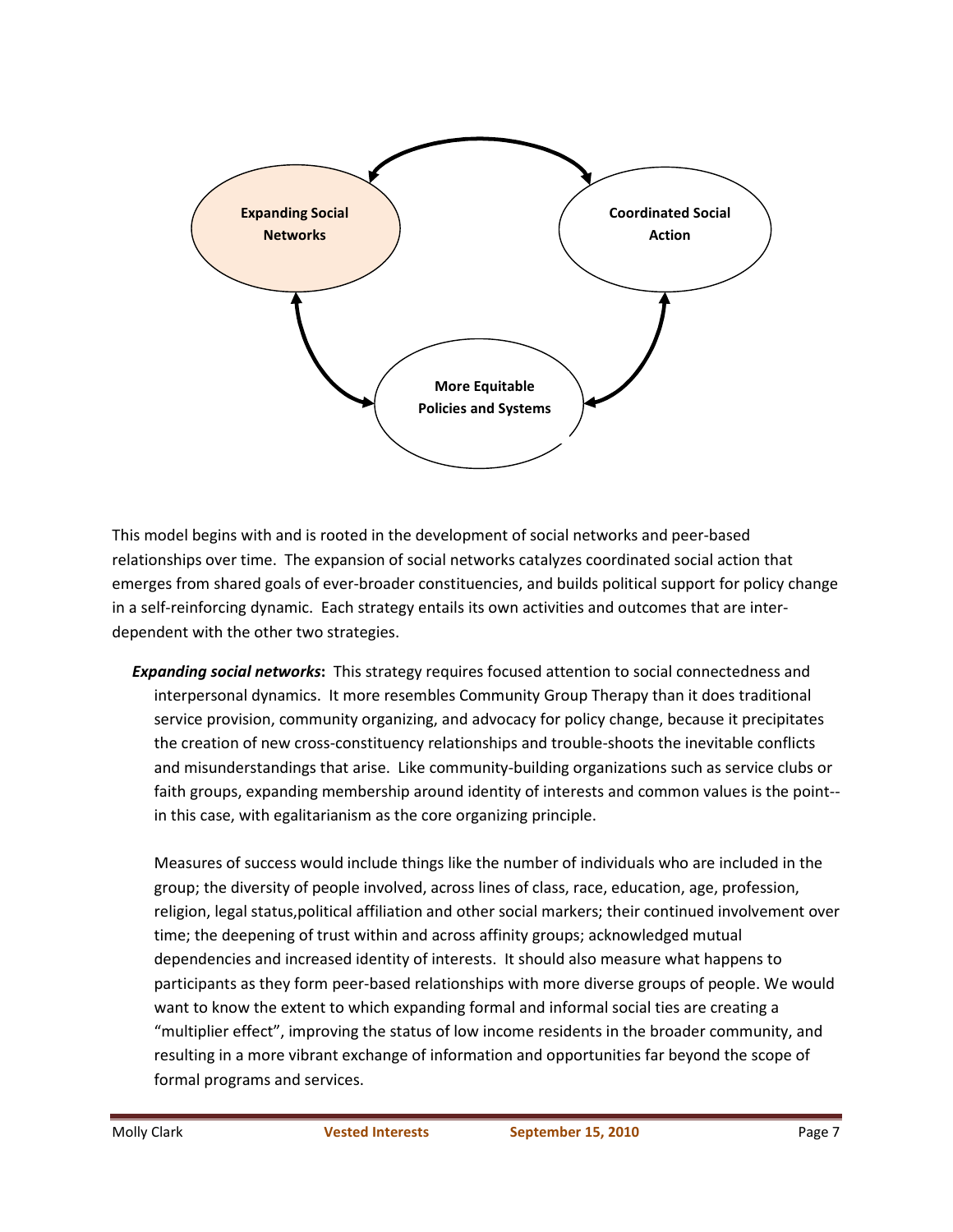Expanding Social Networks

Coordinated Social Action

More Equitable Policies and Systems

This model begins with and is rooted in the development of social networks and peer-based relationships over time. The expansion of social networks catalyzes coordinated social action that emerges from shared goals of ever-broader constituencies, and builds political support for policy change in a self-reinforcing dynamic. Each strategy entails its own activities and outcomes that are inter-dependent with the other two strategies.

***Expanding social networks*:** This strategy requires focused attention to social connectedness and interpersonal dynamics. It more resembles Community Group Therapy than it does traditional service provision, community organizing, and advocacy for policy change, because it precipitates the creation of new cross-constituency relationships and trouble-shoots the inevitable conflicts and misunderstandings that arise. Like community-building organizations such as service clubs or faith groups, expanding membership around identity of interests and common values is the point--in this case, with egalitarianism as the core organizing principle.

Measures of success would include things like the number of individuals who are included in the group; the diversity of people involved, across lines of class, race, education, age, profession, religion, legal status,political affiliation and other social markers; their continued involvement over time; the deepening of trust within and across affinity groups; acknowledged mutual dependencies and increased identity of interests. It should also measure what happens to participants as they form peer-based relationships with more diverse groups of people. We would want to know the extent to which expanding formal and informal social ties are creating a "multiplier effect", improving the status of low income residents in the broader community, and resulting in a more vibrant exchange of information and opportunities far beyond the scope of formal programs and services.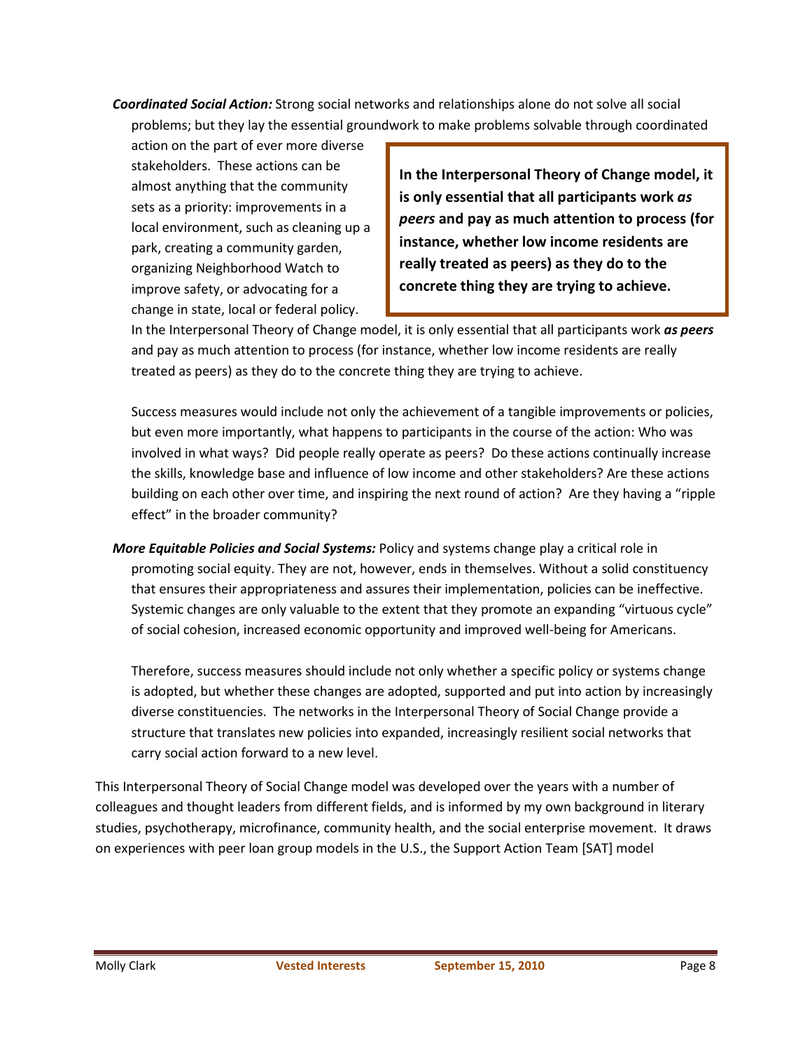***Coordinated Social Action:*** Strong social networks and relationships alone do not solve all social problems; but they lay the essential groundwork to make problems solvable through coordinated action on the part of ever more diverse stakeholders. These actions can be almost anything that the community sets as a priority: improvements in a local environment, such as cleaning up a park, creating a community garden, organizing Neighborhood Watch to improve safety, or advocating for a change in state, local or federal policy.

> **In the Interpersonal Theory of Change model, it is only essential that all participants work *as peers* and pay as much attention to process (for instance, whether low income residents are really treated as peers) as they do to the concrete thing they are trying to achieve.**

In the Interpersonal Theory of Change model, it is only essential that all participants work ***as peers*** and pay as much attention to process (for instance, whether low income residents are really treated as peers) as they do to the concrete thing they are trying to achieve.

Success measures would include not only the achievement of a tangible improvements or policies, but even more importantly, what happens to participants in the course of the action: Who was involved in what ways? Did people really operate as peers? Do these actions continually increase the skills, knowledge base and influence of low income and other stakeholders? Are these actions building on each other over time, and inspiring the next round of action? Are they having a "ripple effect" in the broader community?

***More Equitable Policies and Social Systems:*** Policy and systems change play a critical role in promoting social equity. They are not, however, ends in themselves. Without a solid constituency that ensures their appropriateness and assures their implementation, policies can be ineffective. Systemic changes are only valuable to the extent that they promote an expanding "virtuous cycle" of social cohesion, increased economic opportunity and improved well-being for Americans.

Therefore, success measures should include not only whether a specific policy or systems change is adopted, but whether these changes are adopted, supported and put into action by increasingly diverse constituencies. The networks in the Interpersonal Theory of Social Change provide a structure that translates new policies into expanded, increasingly resilient social networks that carry social action forward to a new level.

This Interpersonal Theory of Social Change model was developed over the years with a number of colleagues and thought leaders from different fields, and is informed by my own background in literary studies, psychotherapy, microfinance, community health, and the social enterprise movement. It draws on experiences with peer loan group models in the U.S., the Support Action Team [SAT] model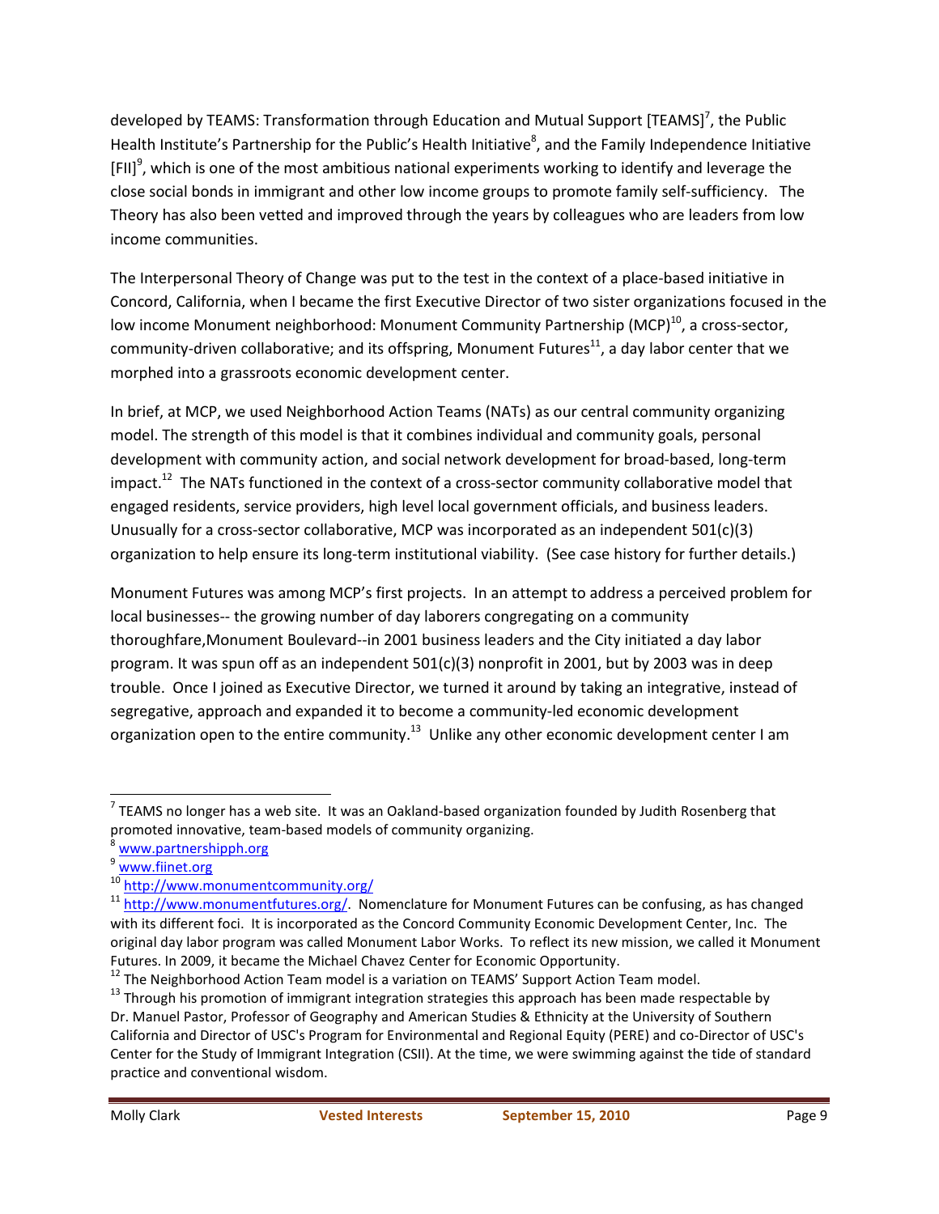developed by TEAMS: Transformation through Education and Mutual Support [TEAMS][7], the Public Health Institute's Partnership for the Public's Health Initiative[8], and the Family Independence Initiative [FII][9], which is one of the most ambitious national experiments working to identify and leverage the close social bonds in immigrant and other low income groups to promote family self-sufficiency. The Theory has also been vetted and improved through the years by colleagues who are leaders from low income communities.

The Interpersonal Theory of Change was put to the test in the context of a place-based initiative in Concord, California, when I became the first Executive Director of two sister organizations focused in the low income Monument neighborhood: Monument Community Partnership (MCP)[10], a cross-sector, community-driven collaborative; and its offspring, Monument Futures[11], a day labor center that we morphed into a grassroots economic development center.

In brief, at MCP, we used Neighborhood Action Teams (NATs) as our central community organizing model. The strength of this model is that it combines individual and community goals, personal development with community action, and social network development for broad-based, long-term impact.[12] The NATs functioned in the context of a cross-sector community collaborative model that engaged residents, service providers, high level local government officials, and business leaders. Unusually for a cross-sector collaborative, MCP was incorporated as an independent 501(c)(3) organization to help ensure its long-term institutional viability. (See case history for further details.)

Monument Futures was among MCP's first projects. In an attempt to address a perceived problem for local businesses-- the growing number of day laborers congregating on a community thoroughfare,Monument Boulevard--in 2001 business leaders and the City initiated a day labor program. It was spun off as an independent 501(c)(3) nonprofit in 2001, but by 2003 was in deep trouble. Once I joined as Executive Director, we turned it around by taking an integrative, instead of segregative, approach and expanded it to become a community-led economic development organization open to the entire community.[13] Unlike any other economic development center I am

---

[7] TEAMS no longer has a web site. It was an Oakland-based organization founded by Judith Rosenberg that promoted innovative, team-based models of community organizing.

[8] www.partnershipph.org

[9] www.fiinet.org

[10] http://www.monumentcommunity.org/

[11] http://www.monumentfutures.org/. Nomenclature for Monument Futures can be confusing, as has changed with its different foci. It is incorporated as the Concord Community Economic Development Center, Inc. The original day labor program was called Monument Labor Works. To reflect its new mission, we called it Monument Futures. In 2009, it became the Michael Chavez Center for Economic Opportunity.

[12] The Neighborhood Action Team model is a variation on TEAMS' Support Action Team model.

[13] Through his promotion of immigrant integration strategies this approach has been made respectable by Dr. Manuel Pastor, Professor of Geography and American Studies & Ethnicity at the University of Southern California and Director of USC's Program for Environmental and Regional Equity (PERE) and co-Director of USC's Center for the Study of Immigrant Integration (CSII). At the time, we were swimming against the tide of standard practice and conventional wisdom.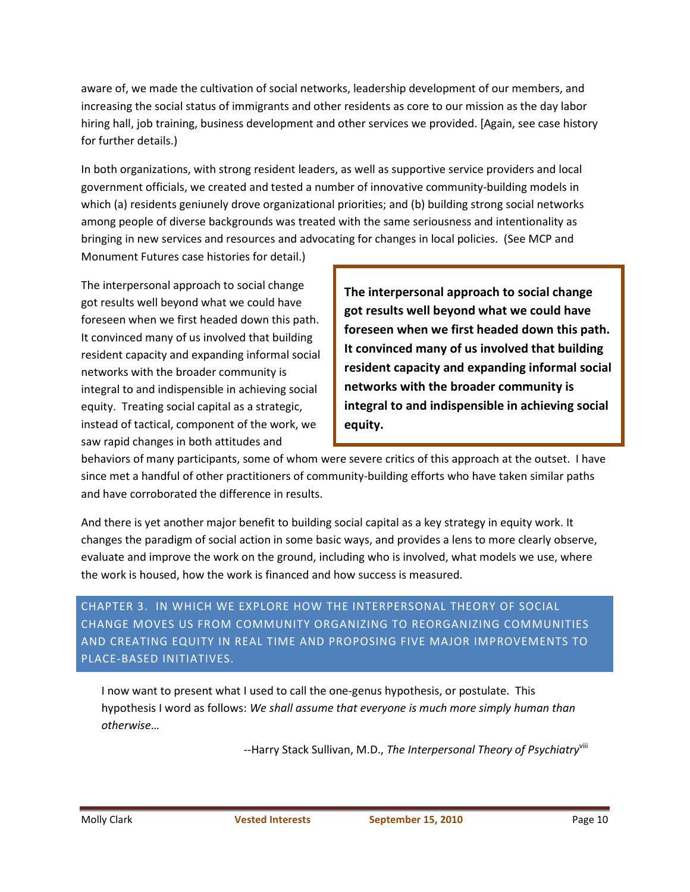aware of, we made the cultivation of social networks, leadership development of our members, and increasing the social status of immigrants and other residents as core to our mission as the day labor hiring hall, job training, business development and other services we provided. [Again, see case history for further details.)

In both organizations, with strong resident leaders, as well as supportive service providers and local government officials, we created and tested a number of innovative community-building models in which (a) residents geniunely drove organizational priorities; and (b) building strong social networks among people of diverse backgrounds was treated with the same seriousness and intentionality as bringing in new services and resources and advocating for changes in local policies. (See MCP and Monument Futures case histories for detail.)

The interpersonal approach to social change got results well beyond what we could have foreseen when we first headed down this path. It convinced many of us involved that building resident capacity and expanding informal social networks with the broader community is integral to and indispensible in achieving social equity. Treating social capital as a strategic, instead of tactical, component of the work, we saw rapid changes in both attitudes and behaviors of many participants, some of whom were severe critics of this approach at the outset. I have since met a handful of other practitioners of community-building efforts who have taken similar paths and have corroborated the difference in results.

> **The interpersonal approach to social change got results well beyond what we could have foreseen when we first headed down this path. It convinced many of us involved that building resident capacity and expanding informal social networks with the broader community is integral to and indispensible in achieving social equity.**

And there is yet another major benefit to building social capital as a key strategy in equity work. It changes the paradigm of social action in some basic ways, and provides a lens to more clearly observe, evaluate and improve the work on the ground, including who is involved, what models we use, where the work is housed, how the work is financed and how success is measured.

## CHAPTER 3. IN WHICH WE EXPLORE HOW THE INTERPERSONAL THEORY OF SOCIAL CHANGE MOVES US FROM COMMUNITY ORGANIZING TO REORGANIZING COMMUNITIES AND CREATING EQUITY IN REAL TIME AND PROPOSING FIVE MAJOR IMPROVEMENTS TO PLACE-BASED INITIATIVES.

> I now want to present what I used to call the one-genus hypothesis, or postulate. This hypothesis I word as follows: *We shall assume that everyone is much more simply human than otherwise*…
>
> --Harry Stack Sullivan, M.D., *The Interpersonal Theory of Psychiatry*[viii]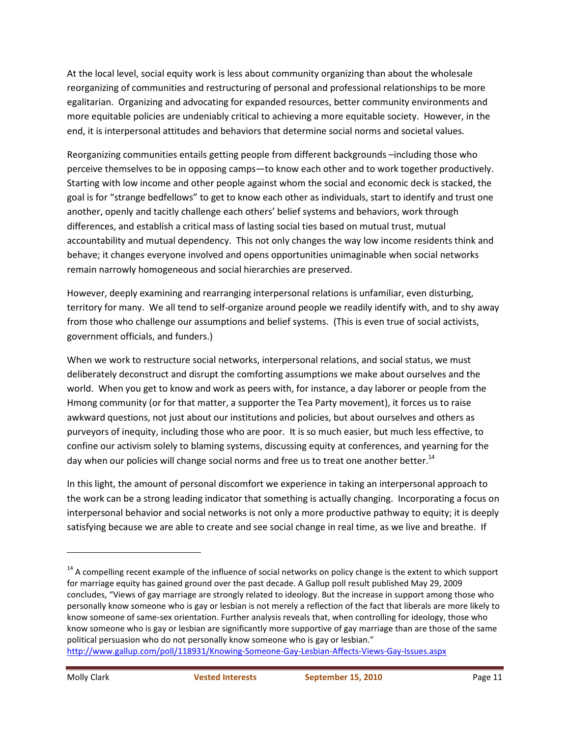At the local level, social equity work is less about community organizing than about the wholesale reorganizing of communities and restructuring of personal and professional relationships to be more egalitarian. Organizing and advocating for expanded resources, better community environments and more equitable policies are undeniably critical to achieving a more equitable society. However, in the end, it is interpersonal attitudes and behaviors that determine social norms and societal values.

Reorganizing communities entails getting people from different backgrounds –including those who perceive themselves to be in opposing camps—to know each other and to work together productively. Starting with low income and other people against whom the social and economic deck is stacked, the goal is for "strange bedfellows" to get to know each other as individuals, start to identify and trust one another, openly and tacitly challenge each others' belief systems and behaviors, work through differences, and establish a critical mass of lasting social ties based on mutual trust, mutual accountability and mutual dependency. This not only changes the way low income residents think and behave; it changes everyone involved and opens opportunities unimaginable when social networks remain narrowly homogeneous and social hierarchies are preserved.

However, deeply examining and rearranging interpersonal relations is unfamiliar, even disturbing, territory for many. We all tend to self-organize around people we readily identify with, and to shy away from those who challenge our assumptions and belief systems. (This is even true of social activists, government officials, and funders.)

When we work to restructure social networks, interpersonal relations, and social status, we must deliberately deconstruct and disrupt the comforting assumptions we make about ourselves and the world. When you get to know and work as peers with, for instance, a day laborer or people from the Hmong community (or for that matter, a supporter the Tea Party movement), it forces us to raise awkward questions, not just about our institutions and policies, but about ourselves and others as purveyors of inequity, including those who are poor. It is so much easier, but much less effective, to confine our activism solely to blaming systems, discussing equity at conferences, and yearning for the day when our policies will change social norms and free us to treat one another better.[14]

In this light, the amount of personal discomfort we experience in taking an interpersonal approach to the work can be a strong leading indicator that something is actually changing. Incorporating a focus on interpersonal behavior and social networks is not only a more productive pathway to equity; it is deeply satisfying because we are able to create and see social change in real time, as we live and breathe. If

[14] A compelling recent example of the influence of social networks on policy change is the extent to which support for marriage equity has gained ground over the past decade. A Gallup poll result published May 29, 2009 concludes, "Views of gay marriage are strongly related to ideology. But the increase in support among those who personally know someone who is gay or lesbian is not merely a reflection of the fact that liberals are more likely to know someone of same-sex orientation. Further analysis reveals that, when controlling for ideology, those who know someone who is gay or lesbian are significantly more supportive of gay marriage than are those of the same political persuasion who do not personally know someone who is gay or lesbian." http://www.gallup.com/poll/118931/Knowing-Someone-Gay-Lesbian-Affects-Views-Gay-Issues.aspx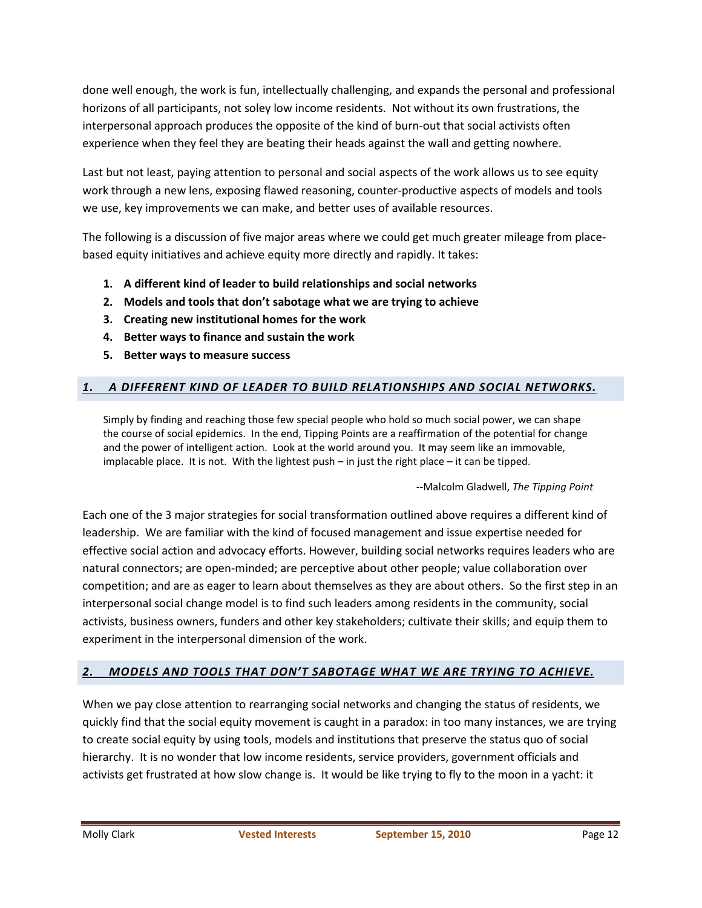done well enough, the work is fun, intellectually challenging, and expands the personal and professional horizons of all participants, not soley low income residents. Not without its own frustrations, the interpersonal approach produces the opposite of the kind of burn-out that social activists often experience when they feel they are beating their heads against the wall and getting nowhere.

Last but not least, paying attention to personal and social aspects of the work allows us to see equity work through a new lens, exposing flawed reasoning, counter-productive aspects of models and tools we use, key improvements we can make, and better uses of available resources.

The following is a discussion of five major areas where we could get much greater mileage from place-based equity initiatives and achieve equity more directly and rapidly. It takes:

1. **A different kind of leader to build relationships and social networks**
2. **Models and tools that don't sabotage what we are trying to achieve**
3. **Creating new institutional homes for the work**
4. **Better ways to finance and sustain the work**
5. **Better ways to measure success**

## *1. A DIFFERENT KIND OF LEADER TO BUILD RELATIONSHIPS AND SOCIAL NETWORKS.*

> Simply by finding and reaching those few special people who hold so much social power, we can shape the course of social epidemics. In the end, Tipping Points are a reaffirmation of the potential for change and the power of intelligent action. Look at the world around you. It may seem like an immovable, implacable place. It is not. With the lightest push – in just the right place – it can be tipped.
>
> --Malcolm Gladwell, *The Tipping Point*

Each one of the 3 major strategies for social transformation outlined above requires a different kind of leadership. We are familiar with the kind of focused management and issue expertise needed for effective social action and advocacy efforts. However, building social networks requires leaders who are natural connectors; are open-minded; are perceptive about other people; value collaboration over competition; and are as eager to learn about themselves as they are about others. So the first step in an interpersonal social change model is to find such leaders among residents in the community, social activists, business owners, funders and other key stakeholders; cultivate their skills; and equip them to experiment in the interpersonal dimension of the work.

## *2. MODELS AND TOOLS THAT DON'T SABOTAGE WHAT WE ARE TRYING TO ACHIEVE.*

When we pay close attention to rearranging social networks and changing the status of residents, we quickly find that the social equity movement is caught in a paradox: in too many instances, we are trying to create social equity by using tools, models and institutions that preserve the status quo of social hierarchy. It is no wonder that low income residents, service providers, government officials and activists get frustrated at how slow change is. It would be like trying to fly to the moon in a yacht: it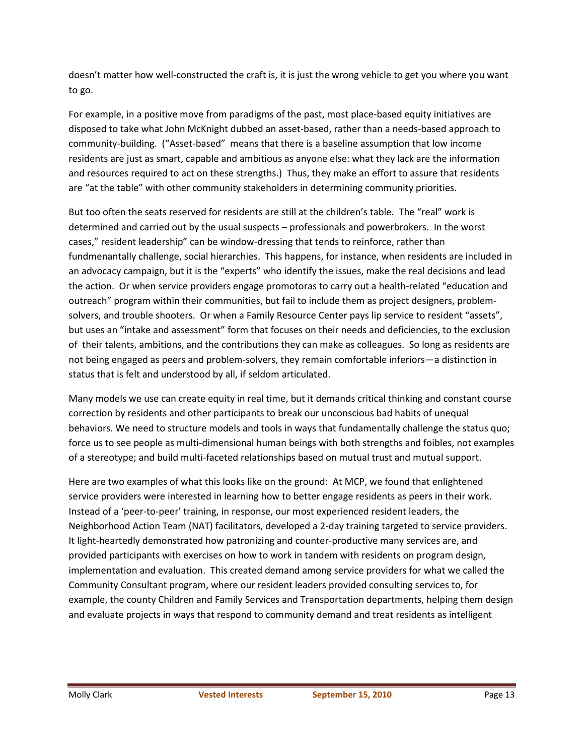doesn't matter how well-constructed the craft is, it is just the wrong vehicle to get you where you want to go.

For example, in a positive move from paradigms of the past, most place-based equity initiatives are disposed to take what John McKnight dubbed an asset-based, rather than a needs-based approach to community-building. ("Asset-based" means that there is a baseline assumption that low income residents are just as smart, capable and ambitious as anyone else: what they lack are the information and resources required to act on these strengths.) Thus, they make an effort to assure that residents are "at the table" with other community stakeholders in determining community priorities.

But too often the seats reserved for residents are still at the children's table. The "real" work is determined and carried out by the usual suspects – professionals and powerbrokers. In the worst cases," resident leadership" can be window-dressing that tends to reinforce, rather than fudmenantally challenge, social hierarchies. This happens, for instance, when residents are included in an advocacy campaign, but it is the "experts" who identify the issues, make the real decisions and lead the action. Or when service providers engage promotoras to carry out a health-related "education and outreach" program within their communities, but fail to include them as project designers, problem-solvers, and trouble shooters. Or when a Family Resource Center pays lip service to resident "assets", but uses an "intake and assessment" form that focuses on their needs and deficiencies, to the exclusion of their talents, ambitions, and the contributions they can make as colleagues. So long as residents are not being engaged as peers and problem-solvers, they remain comfortable inferiors—a distinction in status that is felt and understood by all, if seldom articulated.

Many models we use can create equity in real time, but it demands critical thinking and constant course correction by residents and other participants to break our unconscious bad habits of unequal behaviors. We need to structure models and tools in ways that fundamentally challenge the status quo; force us to see people as multi-dimensional human beings with both strengths and foibles, not examples of a stereotype; and build multi-faceted relationships based on mutual trust and mutual support.

Here are two examples of what this looks like on the ground: At MCP, we found that enlightened service providers were interested in learning how to better engage residents as peers in their work. Instead of a 'peer-to-peer' training, in response, our most experienced resident leaders, the Neighborhood Action Team (NAT) facilitators, developed a 2-day training targeted to service providers. It light-heartedly demonstrated how patronizing and counter-productive many services are, and provided participants with exercises on how to work in tandem with residents on program design, implementation and evaluation. This created demand among service providers for what we called the Community Consultant program, where our resident leaders provided consulting services to, for example, the county Children and Family Services and Transportation departments, helping them design and evaluate projects in ways that respond to community demand and treat residents as intelligent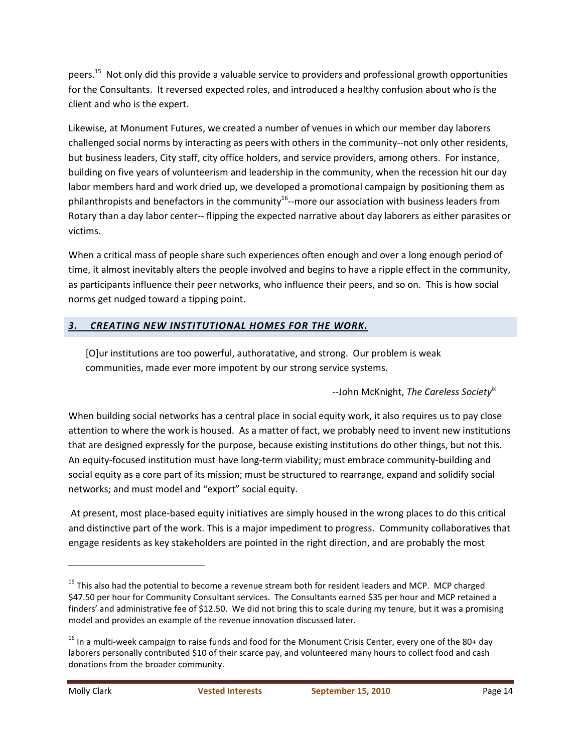peers.[15] Not only did this provide a valuable service to providers and professional growth opportunities for the Consultants. It reversed expected roles, and introduced a healthy confusion about who is the client and who is the expert.

Likewise, at Monument Futures, we created a number of venues in which our member day laborers challenged social norms by interacting as peers with others in the community--not only other residents, but business leaders, City staff, city office holders, and service providers, among others. For instance, building on five years of volunteerism and leadership in the community, when the recession hit our day labor members hard and work dried up, we developed a promotional campaign by positioning them as philanthropists and benefactors in the community[16]--more our association with business leaders from Rotary than a day labor center-- flipping the expected narrative about day laborers as either parasites or victims.

When a critical mass of people share such experiences often enough and over a long enough period of time, it almost inevitably alters the people involved and begins to have a ripple effect in the community, as participants influence their peer networks, who influence their peers, and so on. This is how social norms get nudged toward a tipping point.

## ***3. CREATING NEW INSTITUTIONAL HOMES FOR THE WORK.***

> [O]ur institutions are too powerful, authoratative, and strong. Our problem is weak communities, made ever more impotent by our strong service systems.
>
> --John McKnight, *The Careless Society*[ix]

When building social networks has a central place in social equity work, it also requires us to pay close attention to where the work is housed. As a matter of fact, we probably need to invent new institutions that are designed expressly for the purpose, because existing institutions do other things, but not this. An equity-focused institution must have long-term viability; must embrace community-building and social equity as a core part of its mission; must be structured to rearrange, expand and solidify social networks; and must model and "export" social equity.

At present, most place-based equity initiatives are simply housed in the wrong places to do this critical and distinctive part of the work. This is a major impediment to progress. Community collaboratives that engage residents as key stakeholders are pointed in the right direction, and are probably the most

---

[15] This also had the potential to become a revenue stream both for resident leaders and MCP. MCP charged $47.50 per hour for Community Consultant services. The Consultants earned $35 per hour and MCP retained a finders' and administrative fee of $12.50. We did not bring this to scale during my tenure, but it was a promising model and provides an example of the revenue innovation discussed later.

[16] In a multi-week campaign to raise funds and food for the Monument Crisis Center, every one of the 80+ day laborers personally contributed $10 of their scarce pay, and volunteered many hours to collect food and cash donations from the broader community.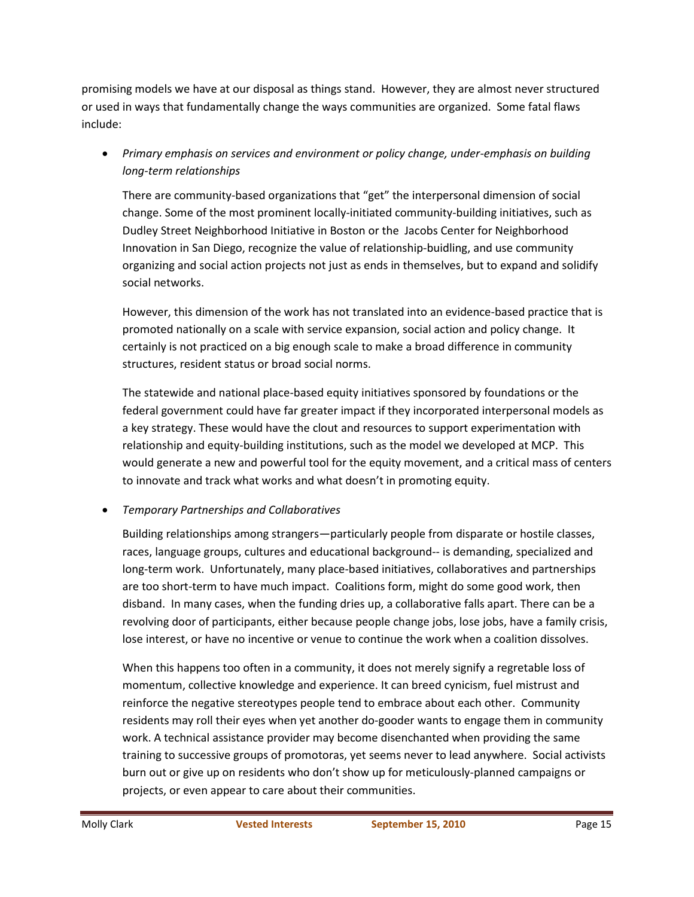promising models we have at our disposal as things stand. However, they are almost never structured or used in ways that fundamentally change the ways communities are organized. Some fatal flaws include:

- *Primary emphasis on services and environment or policy change, under-emphasis on building long-term relationships*

  There are community-based organizations that "get" the interpersonal dimension of social change. Some of the most prominent locally-initiated community-building initiatives, such as Dudley Street Neighborhood Initiative in Boston or the Jacobs Center for Neighborhood Innovation in San Diego, recognize the value of relationship-buidling, and use community organizing and social action projects not just as ends in themselves, but to expand and solidify social networks.

  However, this dimension of the work has not translated into an evidence-based practice that is promoted nationally on a scale with service expansion, social action and policy change. It certainly is not practiced on a big enough scale to make a broad difference in community structures, resident status or broad social norms.

  The statewide and national place-based equity initiatives sponsored by foundations or the federal government could have far greater impact if they incorporated interpersonal models as a key strategy. These would have the clout and resources to support experimentation with relationship and equity-building institutions, such as the model we developed at MCP. This would generate a new and powerful tool for the equity movement, and a critical mass of centers to innovate and track what works and what doesn't in promoting equity.

- *Temporary Partnerships and Collaboratives*

  Building relationships among strangers—particularly people from disparate or hostile classes, races, language groups, cultures and educational background-- is demanding, specialized and long-term work. Unfortunately, many place-based initiatives, collaboratives and partnerships are too short-term to have much impact. Coalitions form, might do some good work, then disband. In many cases, when the funding dries up, a collaborative falls apart. There can be a revolving door of participants, either because people change jobs, lose jobs, have a family crisis, lose interest, or have no incentive or venue to continue the work when a coalition dissolves.

  When this happens too often in a community, it does not merely signify a regretable loss of momentum, collective knowledge and experience. It can breed cynicism, fuel mistrust and reinforce the negative stereotypes people tend to embrace about each other. Community residents may roll their eyes when yet another do-gooder wants to engage them in community work. A technical assistance provider may become disenchanted when providing the same training to successive groups of promotoras, yet seems never to lead anywhere. Social activists burn out or give up on residents who don't show up for meticulously-planned campaigns or projects, or even appear to care about their communities.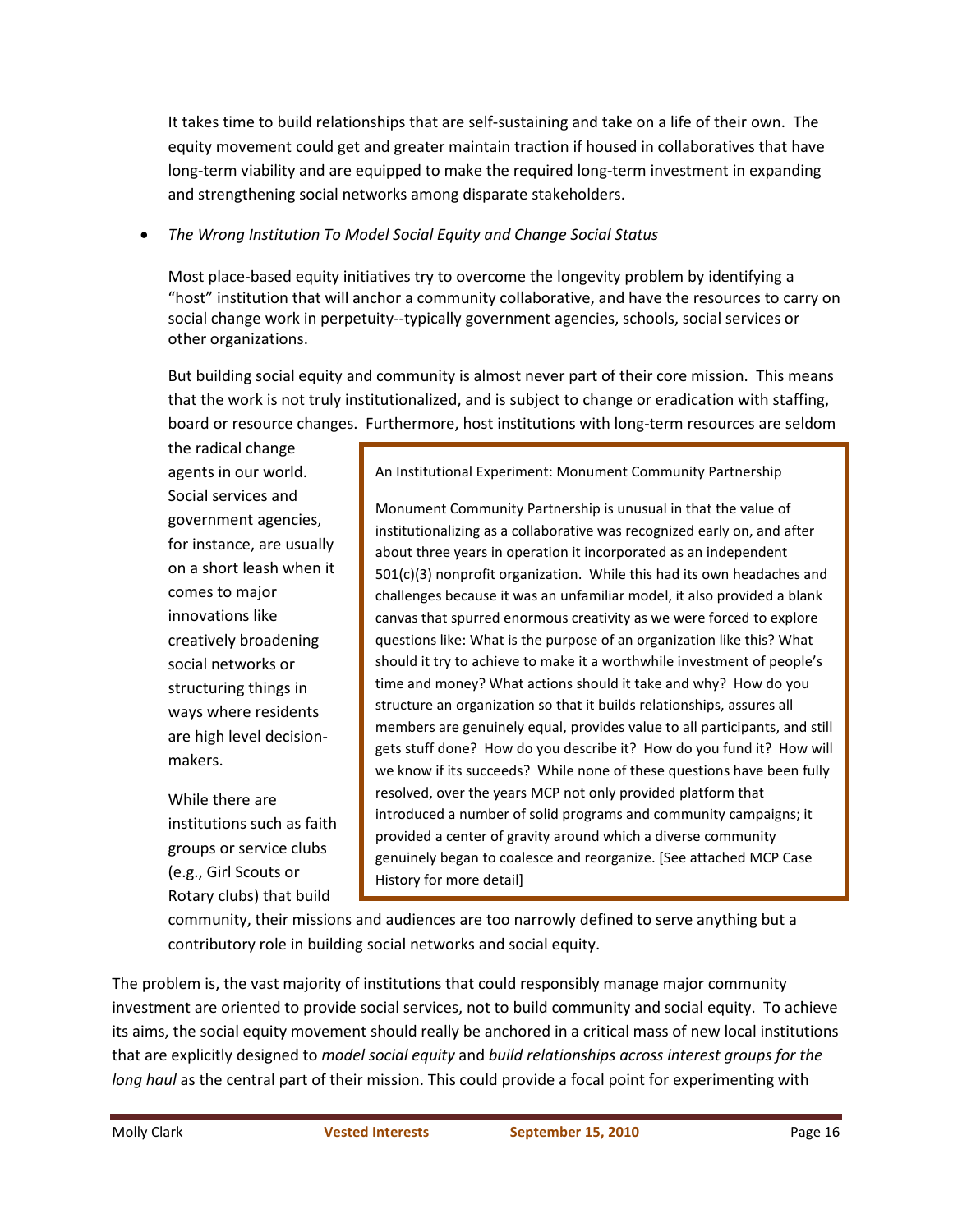It takes time to build relationships that are self-sustaining and take on a life of their own. The equity movement could get and greater maintain traction if housed in collaboratives that have long-term viability and are equipped to make the required long-term investment in expanding and strengthening social networks among disparate stakeholders.

- *The Wrong Institution To Model Social Equity and Change Social Status*

Most place-based equity initiatives try to overcome the longevity problem by identifying a "host" institution that will anchor a community collaborative, and have the resources to carry on social change work in perpetuity--typically government agencies, schools, social services or other organizations.

But building social equity and community is almost never part of their core mission. This means that the work is not truly institutionalized, and is subject to change or eradication with staffing, board or resource changes. Furthermore, host institutions with long-term resources are seldom the radical change agents in our world. Social services and government agencies, for instance, are usually on a short leash when it comes to major innovations like creatively broadening social networks or structuring things in ways where residents are high level decision-makers.

While there are institutions such as faith groups or service clubs (e.g., Girl Scouts or Rotary clubs) that build community, their missions and audiences are too narrowly defined to serve anything but a contributory role in building social networks and social equity.

> An Institutional Experiment: Monument Community Partnership
>
> Monument Community Partnership is unusual in that the value of institutionalizing as a collaborative was recognized early on, and after about three years in operation it incorporated as an independent 501(c)(3) nonprofit organization. While this had its own headaches and challenges because it was an unfamiliar model, it also provided a blank canvas that spurred enormous creativity as we were forced to explore questions like: What is the purpose of an organization like this? What should it try to achieve to make it a worthwhile investment of people's time and money? What actions should it take and why? How do you structure an organization so that it builds relationships, assures all members are genuinely equal, provides value to all participants, and still gets stuff done? How do you describe it? How do you fund it? How will we know if its succeeds? While none of these questions have been fully resolved, over the years MCP not only provided platform that introduced a number of solid programs and community campaigns; it provided a center of gravity around which a diverse community genuinely began to coalesce and reorganize. [See attached MCP Case History for more detail]

The problem is, the vast majority of institutions that could responsibly manage major community investment are oriented to provide social services, not to build community and social equity. To achieve its aims, the social equity movement should really be anchored in a critical mass of new local institutions that are explicitly designed to *model social equity* and *build relationships across interest groups for the long haul* as the central part of their mission. This could provide a focal point for experimenting with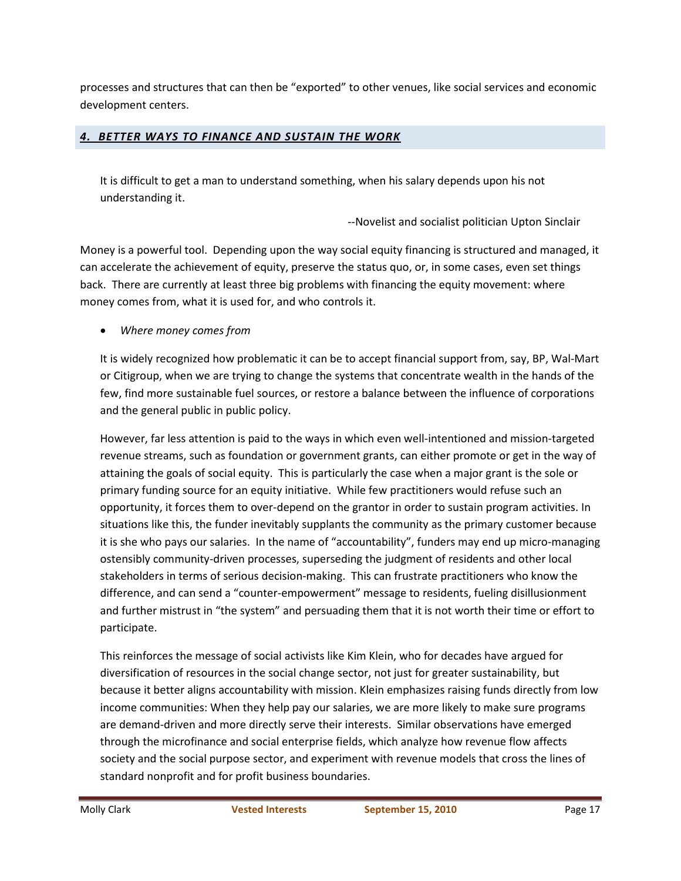processes and structures that can then be "exported" to other venues, like social services and economic development centers.

## *4. BETTER WAYS TO FINANCE AND SUSTAIN THE WORK*

> It is difficult to get a man to understand something, when his salary depends upon his not understanding it.
>
> --Novelist and socialist politician Upton Sinclair

Money is a powerful tool. Depending upon the way social equity financing is structured and managed, it can accelerate the achievement of equity, preserve the status quo, or, in some cases, even set things back. There are currently at least three big problems with financing the equity movement: where money comes from, what it is used for, and who controls it.

- *Where money comes from*

It is widely recognized how problematic it can be to accept financial support from, say, BP, Wal-Mart or Citigroup, when we are trying to change the systems that concentrate wealth in the hands of the few, find more sustainable fuel sources, or restore a balance between the influence of corporations and the general public in public policy.

However, far less attention is paid to the ways in which even well-intentioned and mission-targeted revenue streams, such as foundation or government grants, can either promote or get in the way of attaining the goals of social equity. This is particularly the case when a major grant is the sole or primary funding source for an equity initiative. While few practitioners would refuse such an opportunity, it forces them to over-depend on the grantor in order to sustain program activities. In situations like this, the funder inevitably supplants the community as the primary customer because it is she who pays our salaries. In the name of "accountability", funders may end up micro-managing ostensibly community-driven processes, superseding the judgment of residents and other local stakeholders in terms of serious decision-making. This can frustrate practitioners who know the difference, and can send a "counter-empowerment" message to residents, fueling disillusionment and further mistrust in "the system" and persuading them that it is not worth their time or effort to participate.

This reinforces the message of social activists like Kim Klein, who for decades have argued for diversification of resources in the social change sector, not just for greater sustainability, but because it better aligns accountability with mission. Klein emphasizes raising funds directly from low income communities: When they help pay our salaries, we are more likely to make sure programs are demand-driven and more directly serve their interests. Similar observations have emerged through the microfinance and social enterprise fields, which analyze how revenue flow affects society and the social purpose sector, and experiment with revenue models that cross the lines of standard nonprofit and for profit business boundaries.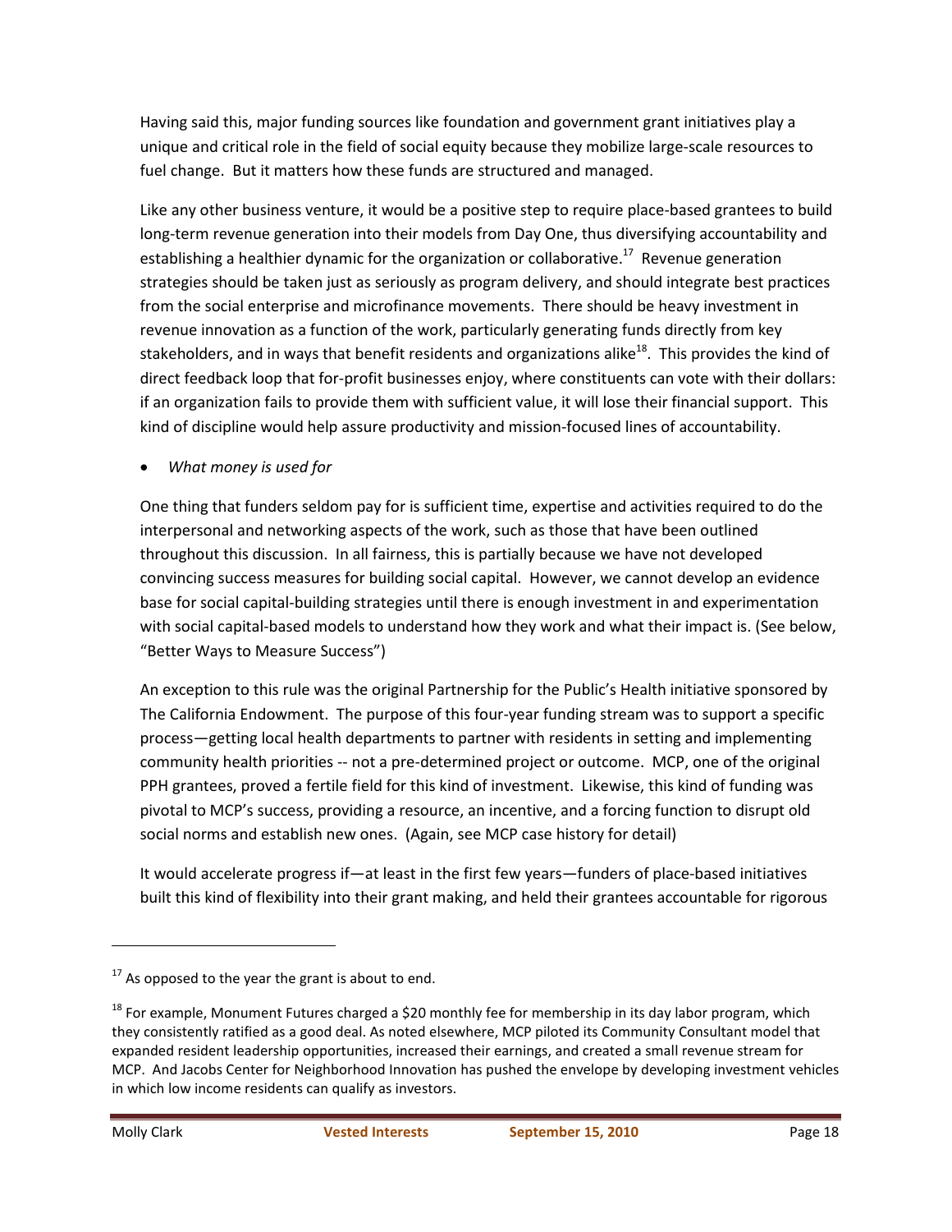Having said this, major funding sources like foundation and government grant initiatives play a unique and critical role in the field of social equity because they mobilize large-scale resources to fuel change. But it matters how these funds are structured and managed.

Like any other business venture, it would be a positive step to require place-based grantees to build long-term revenue generation into their models from Day One, thus diversifying accountability and establishing a healthier dynamic for the organization or collaborative.[17] Revenue generation strategies should be taken just as seriously as program delivery, and should integrate best practices from the social enterprise and microfinance movements. There should be heavy investment in revenue innovation as a function of the work, particularly generating funds directly from key stakeholders, and in ways that benefit residents and organizations alike[18]. This provides the kind of direct feedback loop that for-profit businesses enjoy, where constituents can vote with their dollars: if an organization fails to provide them with sufficient value, it will lose their financial support. This kind of discipline would help assure productivity and mission-focused lines of accountability.

- *What money is used for*

One thing that funders seldom pay for is sufficient time, expertise and activities required to do the interpersonal and networking aspects of the work, such as those that have been outlined throughout this discussion. In all fairness, this is partially because we have not developed convincing success measures for building social capital. However, we cannot develop an evidence base for social capital-building strategies until there is enough investment in and experimentation with social capital-based models to understand how they work and what their impact is. (See below, "Better Ways to Measure Success")

An exception to this rule was the original Partnership for the Public's Health initiative sponsored by The California Endowment. The purpose of this four-year funding stream was to support a specific process—getting local health departments to partner with residents in setting and implementing community health priorities -- not a pre-determined project or outcome. MCP, one of the original PPH grantees, proved a fertile field for this kind of investment. Likewise, this kind of funding was pivotal to MCP's success, providing a resource, an incentive, and a forcing function to disrupt old social norms and establish new ones. (Again, see MCP case history for detail)

It would accelerate progress if—at least in the first few years—funders of place-based initiatives built this kind of flexibility into their grant making, and held their grantees accountable for rigorous

---

[17] As opposed to the year the grant is about to end.

[18] For example, Monument Futures charged a $20 monthly fee for membership in its day labor program, which they consistently ratified as a good deal. As noted elsewhere, MCP piloted its Community Consultant model that expanded resident leadership opportunities, increased their earnings, and created a small revenue stream for MCP. And Jacobs Center for Neighborhood Innovation has pushed the envelope by developing investment vehicles in which low income residents can qualify as investors.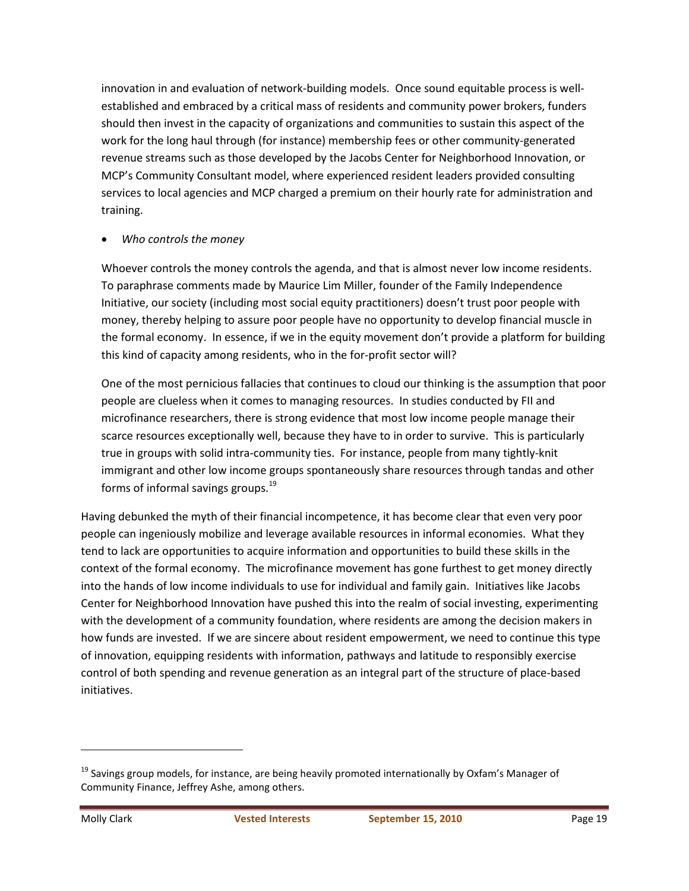innovation in and evaluation of network-building models. Once sound equitable process is well-established and embraced by a critical mass of residents and community power brokers, funders should then invest in the capacity of organizations and communities to sustain this aspect of the work for the long haul through (for instance) membership fees or other community-generated revenue streams such as those developed by the Jacobs Center for Neighborhood Innovation, or MCP's Community Consultant model, where experienced resident leaders provided consulting services to local agencies and MCP charged a premium on their hourly rate for administration and training.

- *Who controls the money*

  Whoever controls the money controls the agenda, and that is almost never low income residents. To paraphrase comments made by Maurice Lim Miller, founder of the Family Independence Initiative, our society (including most social equity practitioners) doesn't trust poor people with money, thereby helping to assure poor people have no opportunity to develop financial muscle in the formal economy. In essence, if we in the equity movement don't provide a platform for building this kind of capacity among residents, who in the for-profit sector will?

  One of the most pernicious fallacies that continues to cloud our thinking is the assumption that poor people are clueless when it comes to managing resources. In studies conducted by FII and microfinance researchers, there is strong evidence that most low income people manage their scarce resources exceptionally well, because they have to in order to survive. This is particularly true in groups with solid intra-community ties. For instance, people from many tightly-knit immigrant and other low income groups spontaneously share resources through tandas and other forms of informal savings groups.[19]

Having debunked the myth of their financial incompetence, it has become clear that even very poor people can ingeniously mobilize and leverage available resources in informal economies. What they tend to lack are opportunities to acquire information and opportunities to build these skills in the context of the formal economy. The microfinance movement has gone furthest to get money directly into the hands of low income individuals to use for individual and family gain. Initiatives like Jacobs Center for Neighborhood Innovation have pushed this into the realm of social investing, experimenting with the development of a community foundation, where residents are among the decision makers in how funds are invested. If we are sincere about resident empowerment, we need to continue this type of innovation, equipping residents with information, pathways and latitude to responsibly exercise control of both spending and revenue generation as an integral part of the structure of place-based initiatives.

---

[19] Savings group models, for instance, are being heavily promoted internationally by Oxfam's Manager of Community Finance, Jeffrey Ashe, among others.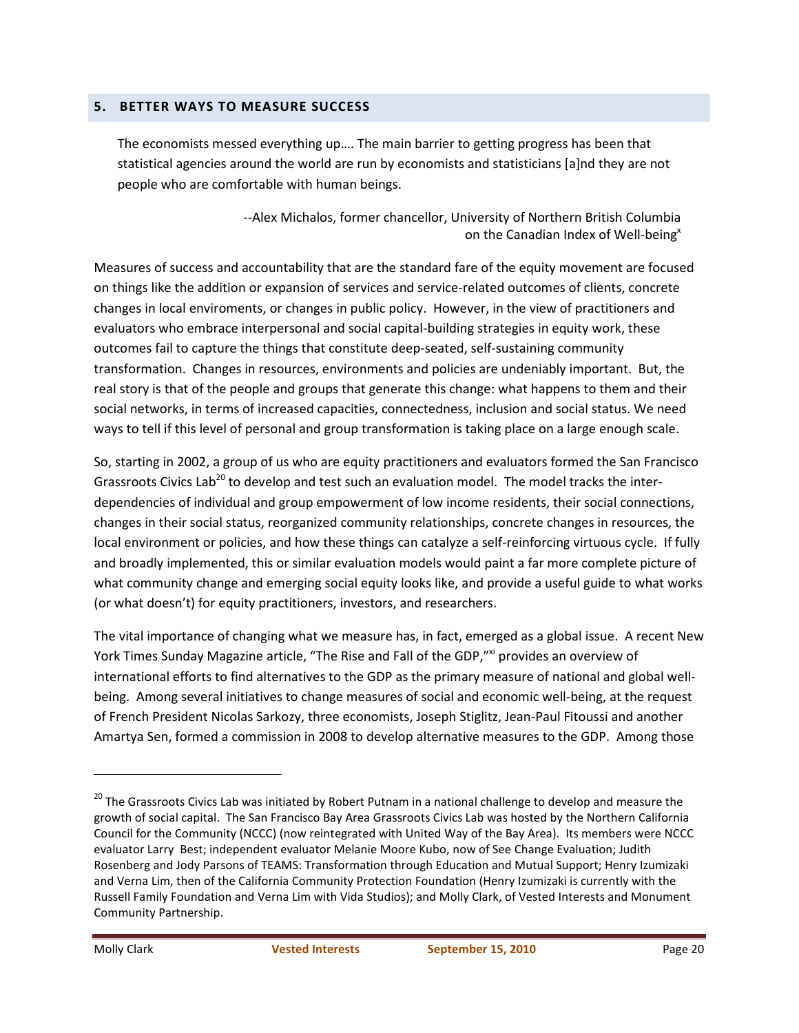## 5. BETTER WAYS TO MEASURE SUCCESS

> The economists messed everything up…. The main barrier to getting progress has been that statistical agencies around the world are run by economists and statisticians [a]nd they are not people who are comfortable with human beings.
>
> --Alex Michalos, former chancellor, University of Northern British Columbia on the Canadian Index of Well-being[x]

Measures of success and accountability that are the standard fare of the equity movement are focused on things like the addition or expansion of services and service-related outcomes of clients, concrete changes in local enviroments, or changes in public policy. However, in the view of practitioners and evaluators who embrace interpersonal and social capital-building strategies in equity work, these outcomes fail to capture the things that constitute deep-seated, self-sustaining community transformation. Changes in resources, environments and policies are undeniably important. But, the real story is that of the people and groups that generate this change: what happens to them and their social networks, in terms of increased capacities, connectedness, inclusion and social status. We need ways to tell if this level of personal and group transformation is taking place on a large enough scale.

So, starting in 2002, a group of us who are equity practitioners and evaluators formed the San Francisco Grassroots Civics Lab[20] to develop and test such an evaluation model. The model tracks the inter-dependencies of individual and group empowerment of low income residents, their social connections, changes in their social status, reorganized community relationships, concrete changes in resources, the local environment or policies, and how these things can catalyze a self-reinforcing virtuous cycle. If fully and broadly implemented, this or similar evaluation models would paint a far more complete picture of what community change and emerging social equity looks like, and provide a useful guide to what works (or what doesn't) for equity practitioners, investors, and researchers.

The vital importance of changing what we measure has, in fact, emerged as a global issue. A recent New York Times Sunday Magazine article, "The Rise and Fall of the GDP,"[xi] provides an overview of international efforts to find alternatives to the GDP as the primary measure of national and global well-being. Among several initiatives to change measures of social and economic well-being, at the request of French President Nicolas Sarkozy, three economists, Joseph Stiglitz, Jean-Paul Fitoussi and another Amartya Sen, formed a commission in 2008 to develop alternative measures to the GDP. Among those

---

[20] The Grassroots Civics Lab was initiated by Robert Putnam in a national challenge to develop and measure the growth of social capital. The San Francisco Bay Area Grassroots Civics Lab was hosted by the Northern California Council for the Community (NCCC) (now reintegrated with United Way of the Bay Area). Its members were NCCC evaluator Larry Best; independent evaluator Melanie Moore Kubo, now of See Change Evaluation; Judith Rosenberg and Jody Parsons of TEAMS: Transformation through Education and Mutual Support; Henry Izumizaki and Verna Lim, then of the California Community Protection Foundation (Henry Izumizaki is currently with the Russell Family Foundation and Verna Lim with Vida Studios); and Molly Clark, of Vested Interests and Monument Community Partnership.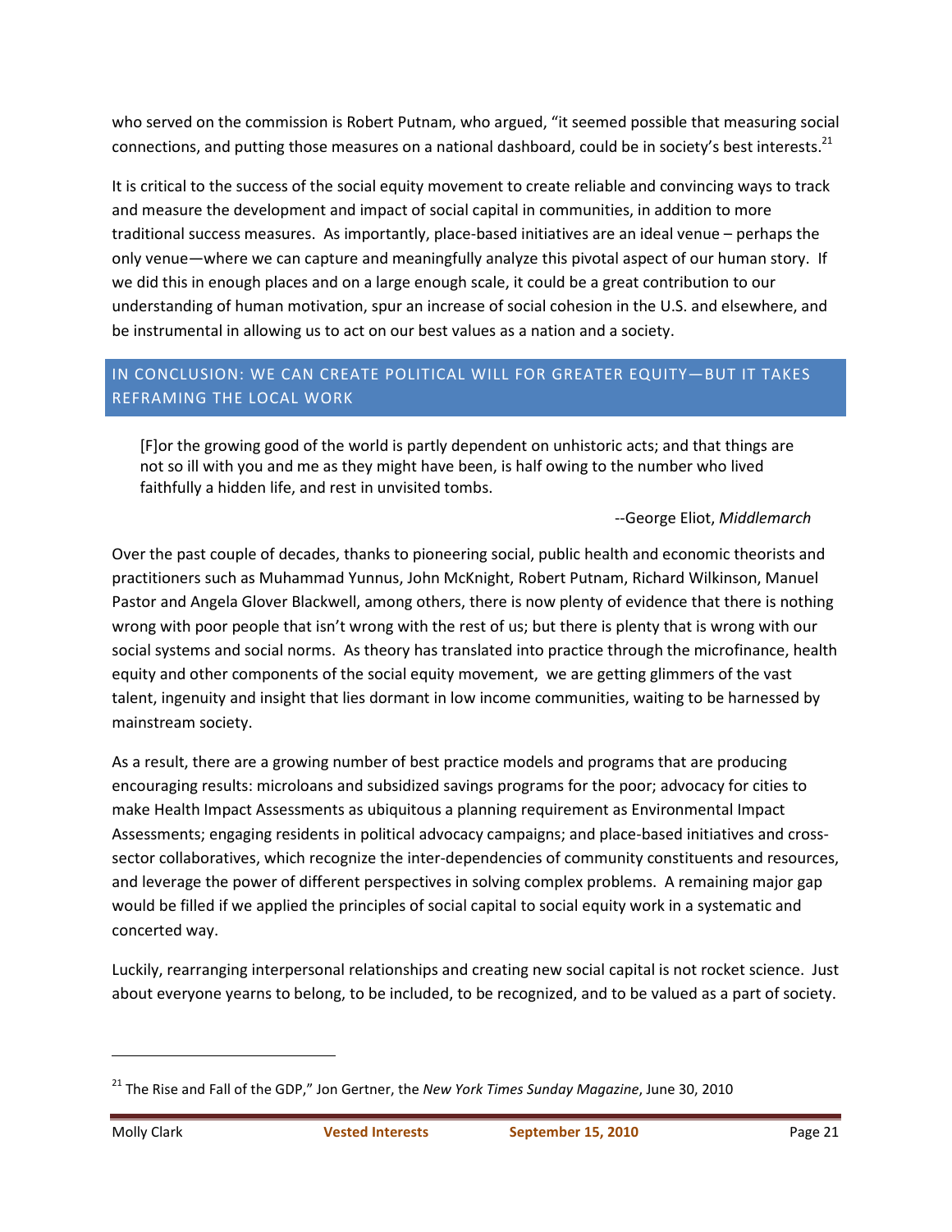who served on the commission is Robert Putnam, who argued, "it seemed possible that measuring social connections, and putting those measures on a national dashboard, could be in society's best interests.[21]

It is critical to the success of the social equity movement to create reliable and convincing ways to track and measure the development and impact of social capital in communities, in addition to more traditional success measures. As importantly, place-based initiatives are an ideal venue – perhaps the only venue—where we can capture and meaningfully analyze this pivotal aspect of our human story. If we did this in enough places and on a large enough scale, it could be a great contribution to our understanding of human motivation, spur an increase of social cohesion in the U.S. and elsewhere, and be instrumental in allowing us to act on our best values as a nation and a society.

## IN CONCLUSION: WE CAN CREATE POLITICAL WILL FOR GREATER EQUITY—BUT IT TAKES REFRAMING THE LOCAL WORK

> [F]or the growing good of the world is partly dependent on unhistoric acts; and that things are not so ill with you and me as they might have been, is half owing to the number who lived faithfully a hidden life, and rest in unvisited tombs.
>
> --George Eliot, *Middlemarch*

Over the past couple of decades, thanks to pioneering social, public health and economic theorists and practitioners such as Muhammad Yunnus, John McKnight, Robert Putnam, Richard Wilkinson, Manuel Pastor and Angela Glover Blackwell, among others, there is now plenty of evidence that there is nothing wrong with poor people that isn't wrong with the rest of us; but there is plenty that is wrong with our social systems and social norms. As theory has translated into practice through the microfinance, health equity and other components of the social equity movement, we are getting glimmers of the vast talent, ingenuity and insight that lies dormant in low income communities, waiting to be harnessed by mainstream society.

As a result, there are a growing number of best practice models and programs that are producing encouraging results: microloans and subsidized savings programs for the poor; advocacy for cities to make Health Impact Assessments as ubiquitous a planning requirement as Environmental Impact Assessments; engaging residents in political advocacy campaigns; and place-based initiatives and cross-sector collaboratives, which recognize the inter-dependencies of community constituents and resources, and leverage the power of different perspectives in solving complex problems. A remaining major gap would be filled if we applied the principles of social capital to social equity work in a systematic and concerted way.

Luckily, rearranging interpersonal relationships and creating new social capital is not rocket science. Just about everyone yearns to belong, to be included, to be recognized, and to be valued as a part of society.

---

[21] The Rise and Fall of the GDP," Jon Gertner, the *New York Times Sunday Magazine*, June 30, 2010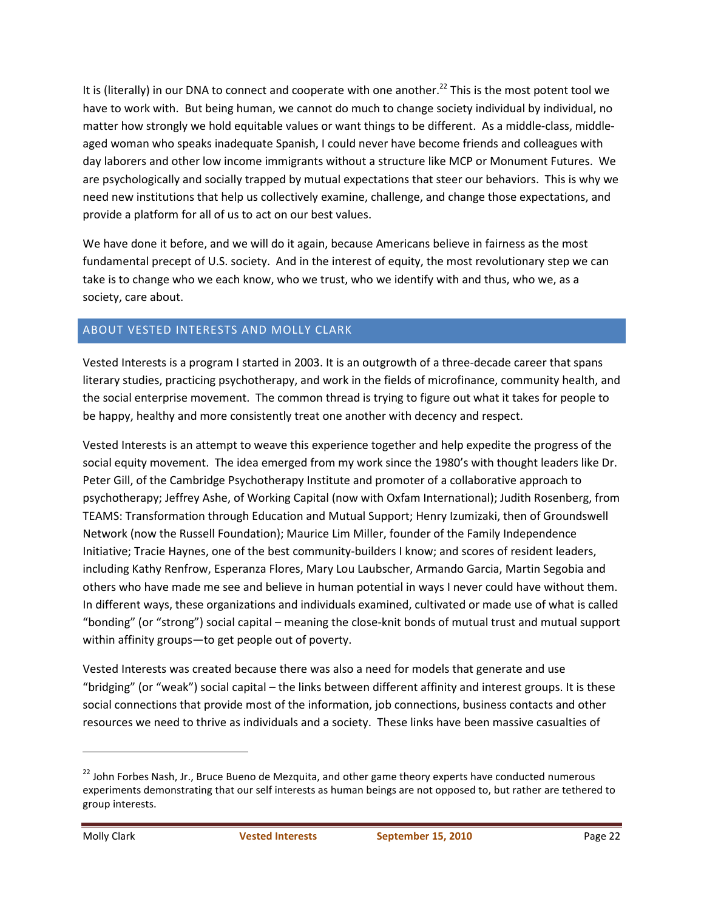It is (literally) in our DNA to connect and cooperate with one another.[22] This is the most potent tool we have to work with. But being human, we cannot do much to change society individual by individual, no matter how strongly we hold equitable values or want things to be different. As a middle-class, middle-aged woman who speaks inadequate Spanish, I could never have become friends and colleagues with day laborers and other low income immigrants without a structure like MCP or Monument Futures. We are psychologically and socially trapped by mutual expectations that steer our behaviors. This is why we need new institutions that help us collectively examine, challenge, and change those expectations, and provide a platform for all of us to act on our best values.

We have done it before, and we will do it again, because Americans believe in fairness as the most fundamental precept of U.S. society. And in the interest of equity, the most revolutionary step we can take is to change who we each know, who we trust, who we identify with and thus, who we, as a society, care about.

## ABOUT VESTED INTERESTS AND MOLLY CLARK

Vested Interests is a program I started in 2003. It is an outgrowth of a three-decade career that spans literary studies, practicing psychotherapy, and work in the fields of microfinance, community health, and the social enterprise movement. The common thread is trying to figure out what it takes for people to be happy, healthy and more consistently treat one another with decency and respect.

Vested Interests is an attempt to weave this experience together and help expedite the progress of the social equity movement. The idea emerged from my work since the 1980's with thought leaders like Dr. Peter Gill, of the Cambridge Psychotherapy Institute and promoter of a collaborative approach to psychotherapy; Jeffrey Ashe, of Working Capital (now with Oxfam International); Judith Rosenberg, from TEAMS: Transformation through Education and Mutual Support; Henry Izumizaki, then of Groundswell Network (now the Russell Foundation); Maurice Lim Miller, founder of the Family Independence Initiative; Tracie Haynes, one of the best community-builders I know; and scores of resident leaders, including Kathy Renfrow, Esperanza Flores, Mary Lou Laubscher, Armando Garcia, Martin Segobia and others who have made me see and believe in human potential in ways I never could have without them. In different ways, these organizations and individuals examined, cultivated or made use of what is called "bonding" (or "strong") social capital – meaning the close-knit bonds of mutual trust and mutual support within affinity groups—to get people out of poverty.

Vested Interests was created because there was also a need for models that generate and use "bridging" (or "weak") social capital – the links between different affinity and interest groups. It is these social connections that provide most of the information, job connections, business contacts and other resources we need to thrive as individuals and a society. These links have been massive casualties of

[22] John Forbes Nash, Jr., Bruce Bueno de Mezquita, and other game theory experts have conducted numerous experiments demonstrating that our self interests as human beings are not opposed to, but rather are tethered to group interests.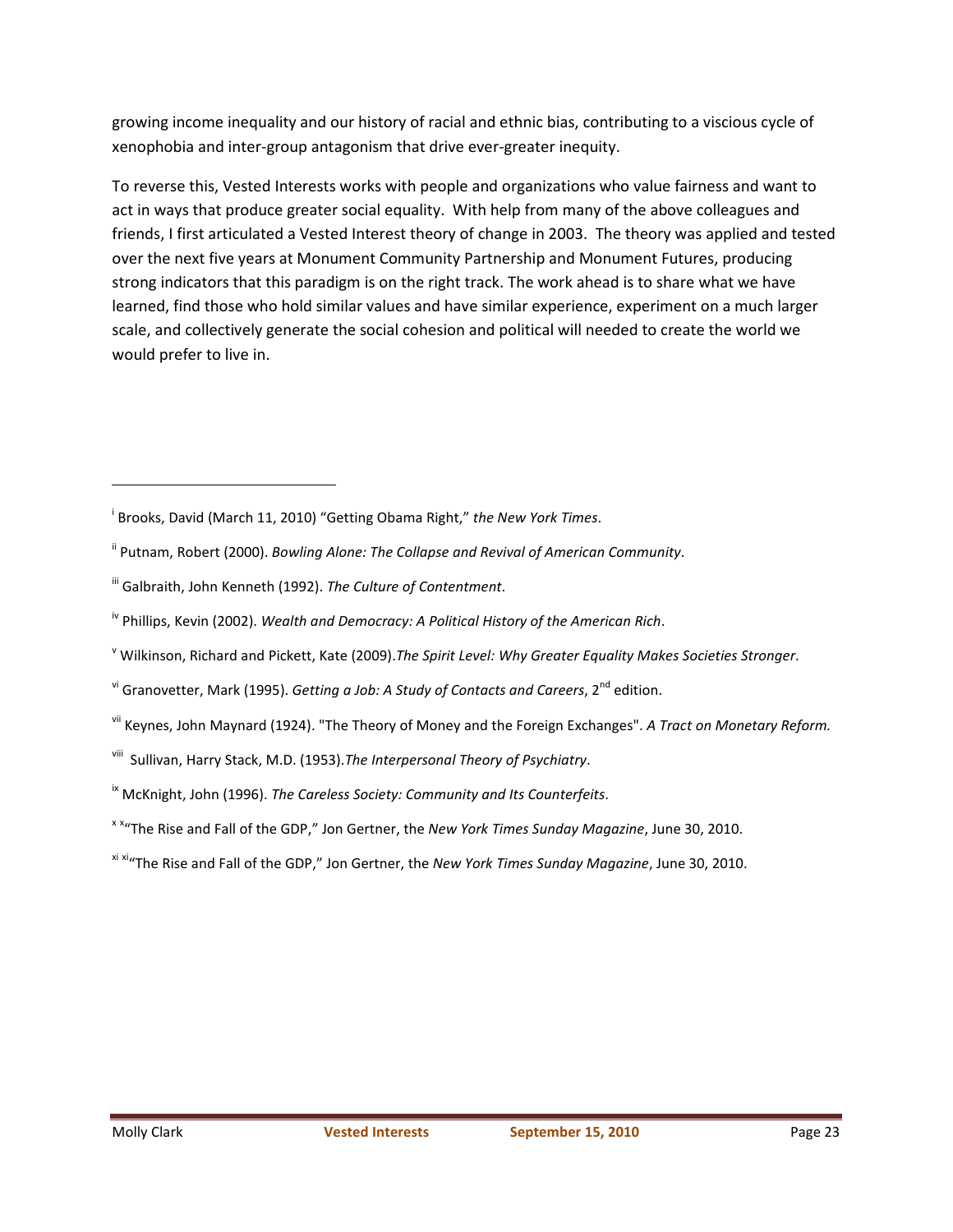growing income inequality and our history of racial and ethnic bias, contributing to a viscious cycle of xenophobia and inter-group antagonism that drive ever-greater inequity.

To reverse this, Vested Interests works with people and organizations who value fairness and want to act in ways that produce greater social equality. With help from many of the above colleagues and friends, I first articulated a Vested Interest theory of change in 2003. The theory was applied and tested over the next five years at Monument Community Partnership and Monument Futures, producing strong indicators that this paradigm is on the right track. The work ahead is to share what we have learned, find those who hold similar values and have similar experience, experiment on a much larger scale, and collectively generate the social cohesion and political will needed to create the world we would prefer to live in.

---

[i] Brooks, David (March 11, 2010) "Getting Obama Right," *the New York Times*.

[ii] Putnam, Robert (2000). *Bowling Alone: The Collapse and Revival of American Community*.

[iii] Galbraith, John Kenneth (1992). *The Culture of Contentment*.

[iv] Phillips, Kevin (2002). *Wealth and Democracy: A Political History of the American Rich*.

[v] Wilkinson, Richard and Pickett, Kate (2009).*The Spirit Level: Why Greater Equality Makes Societies Stronger*.

[vi] Granovetter, Mark (1995). *Getting a Job: A Study of Contacts and Careers*, 2nd edition.

[vii] Keynes, John Maynard (1924). "The Theory of Money and the Foreign Exchanges". *A Tract on Monetary Reform.*

[viii] Sullivan, Harry Stack, M.D. (1953).*The Interpersonal Theory of Psychiatry*.

[ix] McKnight, John (1996). *The Careless Society: Community and Its Counterfeits*.

[x] [x]"The Rise and Fall of the GDP," Jon Gertner, the *New York Times Sunday Magazine*, June 30, 2010.

[xi] [xi]"The Rise and Fall of the GDP," Jon Gertner, the *New York Times Sunday Magazine*, June 30, 2010.